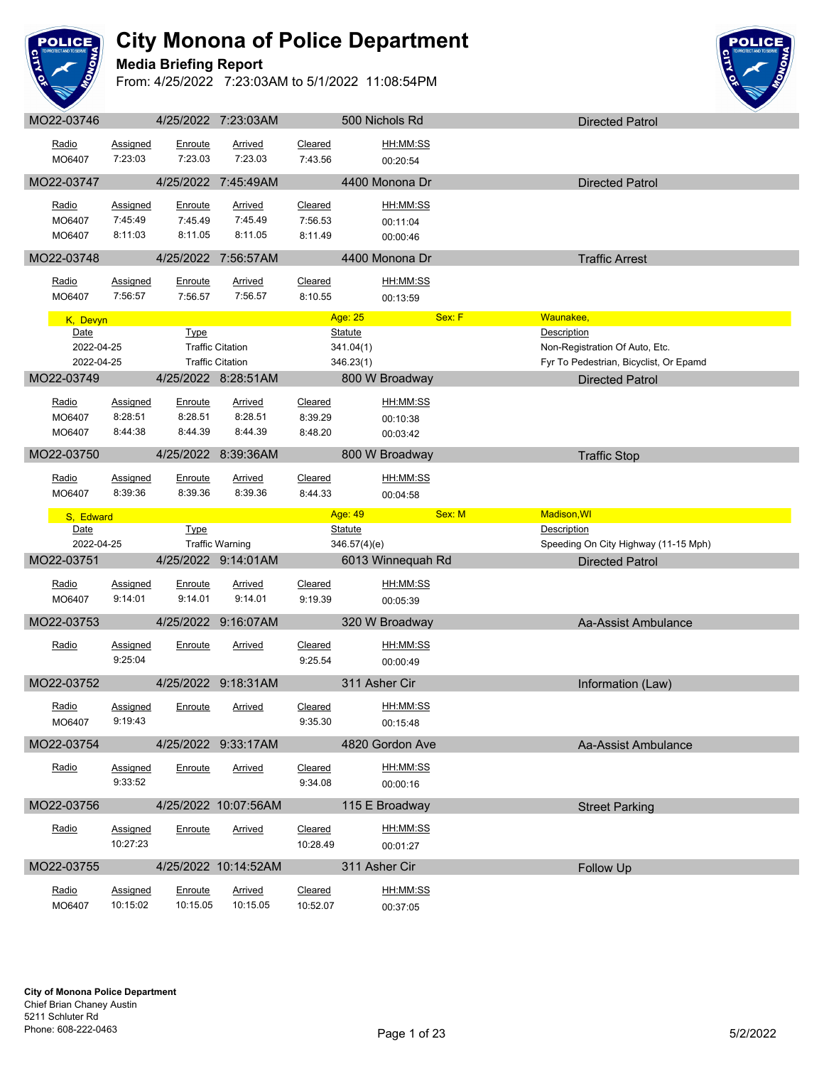# City Monona of Police Department

## Media Briefing Report

From: 4/25/2022 7:23:03AM to 5/1/2022 11:08:54PM

| MO22-03746 | 4/25/2022 7:23:03AM | 500 Nichols Rd | Directed Patrol |
|---|---|---|---|

| Radio | Assigned | Enroute | Arrived | Cleared | HH:MM:SS |
|---|---|---|---|---|---|
| MO6407 | 7:23:03 | 7:23.03 | 7:23.03 | 7:43.56 | 00:20:54 |

| MO22-03747 | 4/25/2022 7:45:49AM | 4400 Monona Dr | Directed Patrol |
|---|---|---|---|

| Radio | Assigned | Enroute | Arrived | Cleared | HH:MM:SS |
|---|---|---|---|---|---|
| MO6407 | 7:45:49 | 7:45.49 | 7:45.49 | 7:56.53 | 00:11:04 |
| MO6407 | 8:11:03 | 8:11.05 | 8:11.05 | 8:11.49 | 00:00:46 |

| MO22-03748 | 4/25/2022 7:56:57AM | 4400 Monona Dr | Traffic Arrest |
|---|---|---|---|

| Radio | Assigned | Enroute | Arrived | Cleared | HH:MM:SS |
|---|---|---|---|---|---|
| MO6407 | 7:56:57 | 7:56.57 | 7:56.57 | 8:10.55 | 00:13:59 |

**K, Devyn** — Age: 25 — Sex: F — Waunakee,

| Date | Type | Statute | Description |
|---|---|---|---|
| 2022-04-25 | Traffic Citation | 341.04(1) | Non-Registration Of Auto, Etc. |
| 2022-04-25 | Traffic Citation | 346.23(1) | Fyr To Pedestrian, Bicyclist, Or Epamd |

| MO22-03749 | 4/25/2022 8:28:51AM | 800 W Broadway | Directed Patrol |
|---|---|---|---|

| Radio | Assigned | Enroute | Arrived | Cleared | HH:MM:SS |
|---|---|---|---|---|---|
| MO6407 | 8:28:51 | 8:28.51 | 8:28.51 | 8:39.29 | 00:10:38 |
| MO6407 | 8:44:38 | 8:44.39 | 8:44.39 | 8:48.20 | 00:03:42 |

| MO22-03750 | 4/25/2022 8:39:36AM | 800 W Broadway | Traffic Stop |
|---|---|---|---|

| Radio | Assigned | Enroute | Arrived | Cleared | HH:MM:SS |
|---|---|---|---|---|---|
| MO6407 | 8:39:36 | 8:39.36 | 8:39.36 | 8:44.33 | 00:04:58 |

**S, Edward** — Age: 49 — Sex: M — Madison,WI

| Date | Type | Statute | Description |
|---|---|---|---|
| 2022-04-25 | Traffic Warning | 346.57(4)(e) | Speeding On City Highway (11-15 Mph) |

| MO22-03751 | 4/25/2022 9:14:01AM | 6013 Winnequah Rd | Directed Patrol |
|---|---|---|---|

| Radio | Assigned | Enroute | Arrived | Cleared | HH:MM:SS |
|---|---|---|---|---|---|
| MO6407 | 9:14:01 | 9:14.01 | 9:14.01 | 9:19.39 | 00:05:39 |

| MO22-03753 | 4/25/2022 9:16:07AM | 320 W Broadway | Aa-Assist Ambulance |
|---|---|---|---|

| Radio | Assigned | Enroute | Arrived | Cleared | HH:MM:SS |
|---|---|---|---|---|---|
| | 9:25:04 | | | 9:25.54 | 00:00:49 |

| MO22-03752 | 4/25/2022 9:18:31AM | 311 Asher Cir | Information (Law) |
|---|---|---|---|

| Radio | Assigned | Enroute | Arrived | Cleared | HH:MM:SS |
|---|---|---|---|---|---|
| MO6407 | 9:19:43 | | | 9:35.30 | 00:15:48 |

| MO22-03754 | 4/25/2022 9:33:17AM | 4820 Gordon Ave | Aa-Assist Ambulance |
|---|---|---|---|

| Radio | Assigned | Enroute | Arrived | Cleared | HH:MM:SS |
|---|---|---|---|---|---|
| | 9:33:52 | | | 9:34.08 | 00:00:16 |

| MO22-03756 | 4/25/2022 10:07:56AM | 115 E Broadway | Street Parking |
|---|---|---|---|

| Radio | Assigned | Enroute | Arrived | Cleared | HH:MM:SS |
|---|---|---|---|---|---|
| | 10:27:23 | | | 10:28.49 | 00:01:27 |

| MO22-03755 | 4/25/2022 10:14:52AM | 311 Asher Cir | Follow Up |
|---|---|---|---|

| Radio | Assigned | Enroute | Arrived | Cleared | HH:MM:SS |
|---|---|---|---|---|---|
| MO6407 | 10:15:02 | 10:15.05 | 10:15.05 | 10:52.07 | 00:37:05 |

**City of Monona Police Department**
Chief Brian Chaney Austin
5211 Schluter Rd
Phone: 608-222-0463

5/2/2022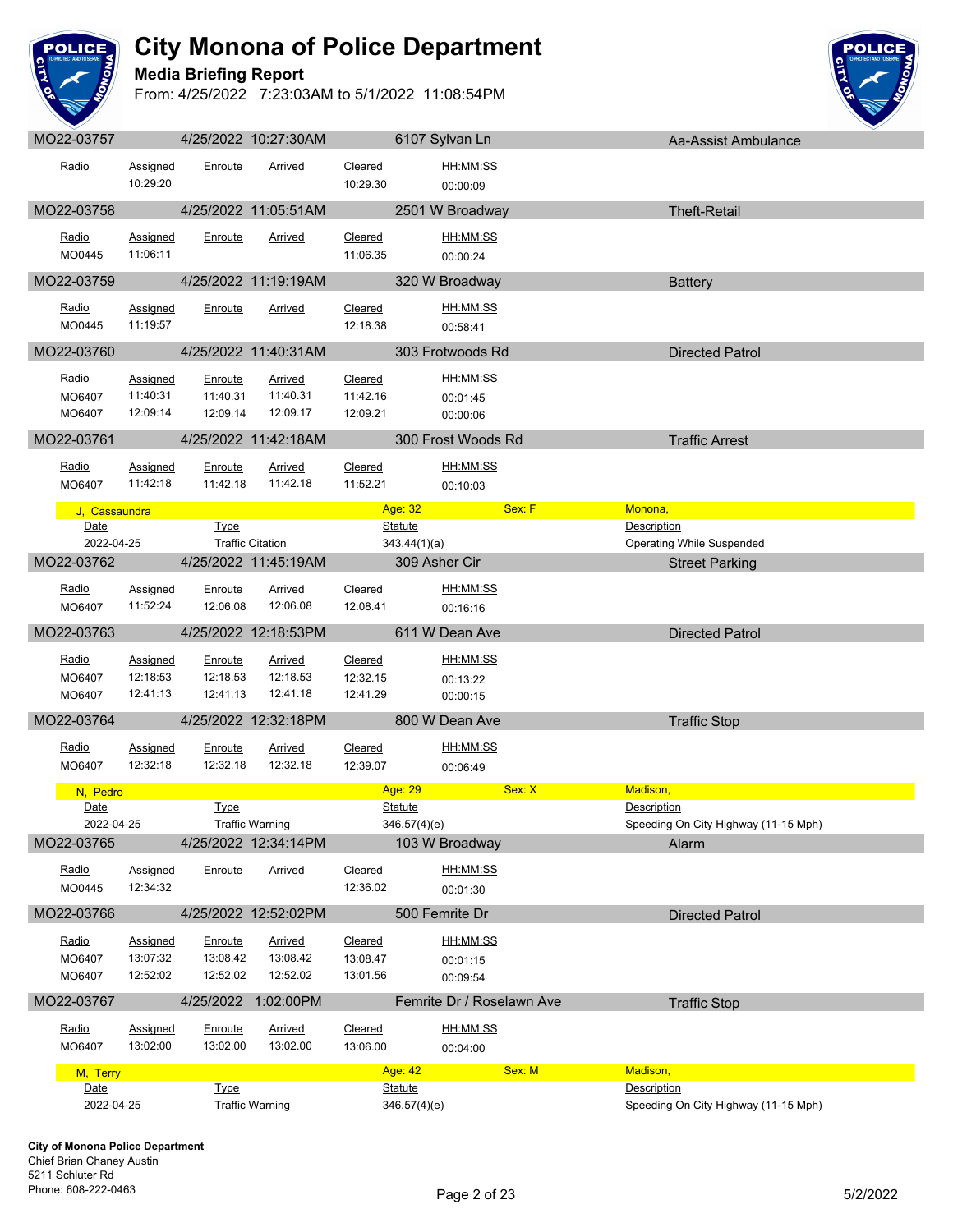# City Monona of Police Department

**Media Briefing Report**

From: 4/25/2022 7:23:03AM to 5/1/2022 11:08:54PM

## MO22-03757 — 4/25/2022 10:27:30AM — 6107 Sylvan Ln — Aa-Assist Ambulance

| Radio | Assigned | Enroute | Arrived | Cleared | HH:MM:SS |
|---|---|---|---|---|---|
| | 10:29:20 | | | 10:29.30 | 00:00:09 |

## MO22-03758 — 4/25/2022 11:05:51AM — 2501 W Broadway — Theft-Retail

| Radio | Assigned | Enroute | Arrived | Cleared | HH:MM:SS |
|---|---|---|---|---|---|
| MO0445 | 11:06:11 | | | 11:06.35 | 00:00:24 |

## MO22-03759 — 4/25/2022 11:19:19AM — 320 W Broadway — Battery

| Radio | Assigned | Enroute | Arrived | Cleared | HH:MM:SS |
|---|---|---|---|---|---|
| MO0445 | 11:19:57 | | | 12:18.38 | 00:58:41 |

## MO22-03760 — 4/25/2022 11:40:31AM — 303 Frotwoods Rd — Directed Patrol

| Radio | Assigned | Enroute | Arrived | Cleared | HH:MM:SS |
|---|---|---|---|---|---|
| MO6407 | 11:40:31 | 11:40.31 | 11:40.31 | 11:42.16 | 00:01:45 |
| MO6407 | 12:09:14 | 12:09.14 | 12:09.17 | 12:09.21 | 00:00:06 |

## MO22-03761 — 4/25/2022 11:42:18AM — 300 Frost Woods Rd — Traffic Arrest

| Radio | Assigned | Enroute | Arrived | Cleared | HH:MM:SS |
|---|---|---|---|---|---|
| MO6407 | 11:42:18 | 11:42.18 | 11:42.18 | 11:52.21 | 00:10:03 |

**J, Cassaundra** — Age: 32 — Sex: F — Monona,

| Date | Type | Statute | Description |
|---|---|---|---|
| 2022-04-25 | Traffic Citation | 343.44(1)(a) | Operating While Suspended |

## MO22-03762 — 4/25/2022 11:45:19AM — 309 Asher Cir — Street Parking

| Radio | Assigned | Enroute | Arrived | Cleared | HH:MM:SS |
|---|---|---|---|---|---|
| MO6407 | 11:52:24 | 12:06.08 | 12:06.08 | 12:08.41 | 00:16:16 |

## MO22-03763 — 4/25/2022 12:18:53PM — 611 W Dean Ave — Directed Patrol

| Radio | Assigned | Enroute | Arrived | Cleared | HH:MM:SS |
|---|---|---|---|---|---|
| MO6407 | 12:18:53 | 12:18.53 | 12:18.53 | 12:32.15 | 00:13:22 |
| MO6407 | 12:41:13 | 12:41.13 | 12:41.18 | 12:41.29 | 00:00:15 |

## MO22-03764 — 4/25/2022 12:32:18PM — 800 W Dean Ave — Traffic Stop

| Radio | Assigned | Enroute | Arrived | Cleared | HH:MM:SS |
|---|---|---|---|---|---|
| MO6407 | 12:32:18 | 12:32.18 | 12:32.18 | 12:39.07 | 00:06:49 |

**N, Pedro** — Age: 29 — Sex: X — Madison,

| Date | Type | Statute | Description |
|---|---|---|---|
| 2022-04-25 | Traffic Warning | 346.57(4)(e) | Speeding On City Highway (11-15 Mph) |

## MO22-03765 — 4/25/2022 12:34:14PM — 103 W Broadway — Alarm

| Radio | Assigned | Enroute | Arrived | Cleared | HH:MM:SS |
|---|---|---|---|---|---|
| MO0445 | 12:34:32 | | | 12:36.02 | 00:01:30 |

## MO22-03766 — 4/25/2022 12:52:02PM — 500 Femrite Dr — Directed Patrol

| Radio | Assigned | Enroute | Arrived | Cleared | HH:MM:SS |
|---|---|---|---|---|---|
| MO6407 | 13:07:32 | 13:08.42 | 13:08.42 | 13:08.47 | 00:01:15 |
| MO6407 | 12:52:02 | 12:52.02 | 12:52.02 | 13:01.56 | 00:09:54 |

## MO22-03767 — 4/25/2022 1:02:00PM — Femrite Dr / Roselawn Ave — Traffic Stop

| Radio | Assigned | Enroute | Arrived | Cleared | HH:MM:SS |
|---|---|---|---|---|---|
| MO6407 | 13:02:00 | 13:02.00 | 13:02.00 | 13:06.00 | 00:04:00 |

**M, Terry** — Age: 42 — Sex: M — Madison,

| Date | Type | Statute | Description |
|---|---|---|---|
| 2022-04-25 | Traffic Warning | 346.57(4)(e) | Speeding On City Highway (11-15 Mph) |

**City of Monona Police Department**
Chief Brian Chaney Austin
5211 Schluter Rd
Phone: 608-222-0463

5/2/2022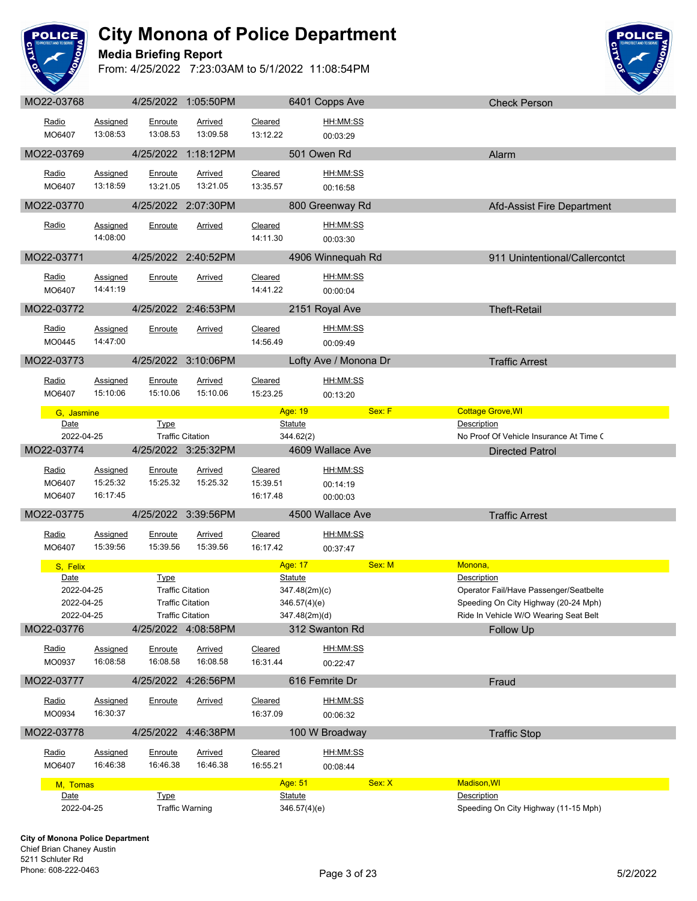# City Monona of Police Department

## Media Briefing Report

From: 4/25/2022 7:23:03AM to 5/1/2022 11:08:54PM

---

### MO22-03768 | 4/25/2022 1:05:50PM | 6401 Copps Ave | Check Person

| Radio | Assigned | Enroute | Arrived | Cleared | HH:MM:SS |
|---|---|---|---|---|---|
| MO6407 | 13:08:53 | 13:08.53 | 13:09.58 | 13:12.22 | 00:03:29 |

### MO22-03769 | 4/25/2022 1:18:12PM | 501 Owen Rd | Alarm

| Radio | Assigned | Enroute | Arrived | Cleared | HH:MM:SS |
|---|---|---|---|---|---|
| MO6407 | 13:18:59 | 13:21.05 | 13:21.05 | 13:35.57 | 00:16:58 |

### MO22-03770 | 4/25/2022 2:07:30PM | 800 Greenway Rd | Afd-Assist Fire Department

| Radio | Assigned | Enroute | Arrived | Cleared | HH:MM:SS |
|---|---|---|---|---|---|
| | 14:08:00 | | | 14:11.30 | 00:03:30 |

### MO22-03771 | 4/25/2022 2:40:52PM | 4906 Winnequah Rd | 911 Unintentional/Callercontct

| Radio | Assigned | Enroute | Arrived | Cleared | HH:MM:SS |
|---|---|---|---|---|---|
| MO6407 | 14:41:19 | | | 14:41.22 | 00:00:04 |

### MO22-03772 | 4/25/2022 2:46:53PM | 2151 Royal Ave | Theft-Retail

| Radio | Assigned | Enroute | Arrived | Cleared | HH:MM:SS |
|---|---|---|---|---|---|
| MO0445 | 14:47:00 | | | 14:56.49 | 00:09:49 |

### MO22-03773 | 4/25/2022 3:10:06PM | Lofty Ave / Monona Dr | Traffic Arrest

| Radio | Assigned | Enroute | Arrived | Cleared | HH:MM:SS |
|---|---|---|---|---|---|
| MO6407 | 15:10:06 | 15:10.06 | 15:10.06 | 15:23.25 | 00:13:20 |

**G, Jasmine** — Age: 19 — Sex: F — Cottage Grove,WI

| Date | Type | Statute | Description |
|---|---|---|---|
| 2022-04-25 | Traffic Citation | 344.62(2) | No Proof Of Vehicle Insurance At Time C |

### MO22-03774 | 4/25/2022 3:25:32PM | 4609 Wallace Ave | Directed Patrol

| Radio | Assigned | Enroute | Arrived | Cleared | HH:MM:SS |
|---|---|---|---|---|---|
| MO6407 | 15:25:32 | 15:25.32 | 15:25.32 | 15:39.51 | 00:14:19 |
| MO6407 | 16:17:45 | | | 16:17.48 | 00:00:03 |

### MO22-03775 | 4/25/2022 3:39:56PM | 4500 Wallace Ave | Traffic Arrest

| Radio | Assigned | Enroute | Arrived | Cleared | HH:MM:SS |
|---|---|---|---|---|---|
| MO6407 | 15:39:56 | 15:39.56 | 15:39.56 | 16:17.42 | 00:37:47 |

**S, Felix** — Age: 17 — Sex: M — Monona,

| Date | Type | Statute | Description |
|---|---|---|---|
| 2022-04-25 | Traffic Citation | 347.48(2m)(c) | Operator Fail/Have Passenger/Seatbelte |
| 2022-04-25 | Traffic Citation | 346.57(4)(e) | Speeding On City Highway (20-24 Mph) |
| 2022-04-25 | Traffic Citation | 347.48(2m)(d) | Ride In Vehicle W/O Wearing Seat Belt |

### MO22-03776 | 4/25/2022 4:08:58PM | 312 Swanton Rd | Follow Up

| Radio | Assigned | Enroute | Arrived | Cleared | HH:MM:SS |
|---|---|---|---|---|---|
| MO0937 | 16:08:58 | 16:08.58 | 16:08.58 | 16:31.44 | 00:22:47 |

### MO22-03777 | 4/25/2022 4:26:56PM | 616 Femrite Dr | Fraud

| Radio | Assigned | Enroute | Arrived | Cleared | HH:MM:SS |
|---|---|---|---|---|---|
| MO0934 | 16:30:37 | | | 16:37.09 | 00:06:32 |

### MO22-03778 | 4/25/2022 4:46:38PM | 100 W Broadway | Traffic Stop

| Radio | Assigned | Enroute | Arrived | Cleared | HH:MM:SS |
|---|---|---|---|---|---|
| MO6407 | 16:46:38 | 16:46.38 | 16:46.38 | 16:55.21 | 00:08:44 |

**M, Tomas** — Age: 51 — Sex: X — Madison,WI

| Date | Type | Statute | Description |
|---|---|---|---|
| 2022-04-25 | Traffic Warning | 346.57(4)(e) | Speeding On City Highway (11-15 Mph) |

---

**City of Monona Police Department**
Chief Brian Chaney Austin
5211 Schluter Rd
Phone: 608-222-0463

5/2/2022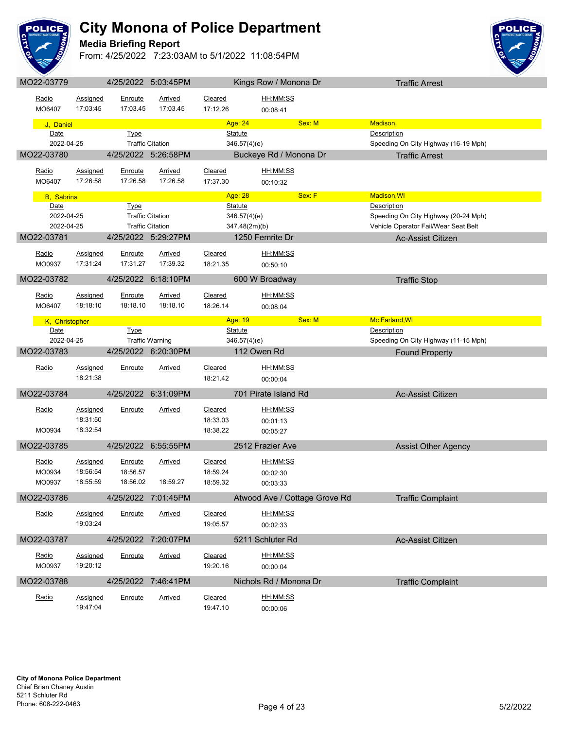# City Monona of Police Department

**Media Briefing Report**

From: 4/25/2022 7:23:03AM to 5/1/2022 11:08:54PM

## MO22-03779 — 4/25/2022 5:03:45PM — Kings Row / Monona Dr — Traffic Arrest

| Radio | Assigned | Enroute | Arrived | Cleared | HH:MM:SS |
|---|---|---|---|---|---|
| MO6407 | 17:03:45 | 17:03.45 | 17:03.45 | 17:12.26 | 00:08:41 |

**J, Daniel** — Age: 24 — Sex: M — Madison,

| Date | Type | Statute | Description |
|---|---|---|---|
| 2022-04-25 | Traffic Citation | 346.57(4)(e) | Speeding On City Highway (16-19 Mph) |

## MO22-03780 — 4/25/2022 5:26:58PM — Buckeye Rd / Monona Dr — Traffic Arrest

| Radio | Assigned | Enroute | Arrived | Cleared | HH:MM:SS |
|---|---|---|---|---|---|
| MO6407 | 17:26:58 | 17:26.58 | 17:26.58 | 17:37.30 | 00:10:32 |

**B, Sabrina** — Age: 28 — Sex: F — Madison,WI

| Date | Type | Statute | Description |
|---|---|---|---|
| 2022-04-25 | Traffic Citation | 346.57(4)(e) | Speeding On City Highway (20-24 Mph) |
| 2022-04-25 | Traffic Citation | 347.48(2m)(b) | Vehicle Operator Fail/Wear Seat Belt |

## MO22-03781 — 4/25/2022 5:29:27PM — 1250 Femrite Dr — Ac-Assist Citizen

| Radio | Assigned | Enroute | Arrived | Cleared | HH:MM:SS |
|---|---|---|---|---|---|
| MO0937 | 17:31:24 | 17:31.27 | 17:39.32 | 18:21.35 | 00:50:10 |

## MO22-03782 — 4/25/2022 6:18:10PM — 600 W Broadway — Traffic Stop

| Radio | Assigned | Enroute | Arrived | Cleared | HH:MM:SS |
|---|---|---|---|---|---|
| MO6407 | 18:18:10 | 18:18.10 | 18:18.10 | 18:26.14 | 00:08:04 |

**K, Christopher** — Age: 19 — Sex: M — Mc Farland,WI

| Date | Type | Statute | Description |
|---|---|---|---|
| 2022-04-25 | Traffic Warning | 346.57(4)(e) | Speeding On City Highway (11-15 Mph) |

## MO22-03783 — 4/25/2022 6:20:30PM — 112 Owen Rd — Found Property

| Radio | Assigned | Enroute | Arrived | Cleared | HH:MM:SS |
|---|---|---|---|---|---|
| | 18:21:38 | | | 18:21.42 | 00:00:04 |

## MO22-03784 — 4/25/2022 6:31:09PM — 701 Pirate Island Rd — Ac-Assist Citizen

| Radio | Assigned | Enroute | Arrived | Cleared | HH:MM:SS |
|---|---|---|---|---|---|
| | 18:31:50 | | | 18:33.03 | 00:01:13 |
| MO0934 | 18:32:54 | | | 18:38.22 | 00:05:27 |

## MO22-03785 — 4/25/2022 6:55:55PM — 2512 Frazier Ave — Assist Other Agency

| Radio | Assigned | Enroute | Arrived | Cleared | HH:MM:SS |
|---|---|---|---|---|---|
| MO0934 | 18:56:54 | 18:56.57 | | 18:59.24 | 00:02:30 |
| MO0937 | 18:55:59 | 18:56.02 | 18:59.27 | 18:59.32 | 00:03:33 |

## MO22-03786 — 4/25/2022 7:01:45PM — Atwood Ave / Cottage Grove Rd — Traffic Complaint

| Radio | Assigned | Enroute | Arrived | Cleared | HH:MM:SS |
|---|---|---|---|---|---|
| | 19:03:24 | | | 19:05.57 | 00:02:33 |

## MO22-03787 — 4/25/2022 7:20:07PM — 5211 Schluter Rd — Ac-Assist Citizen

| Radio | Assigned | Enroute | Arrived | Cleared | HH:MM:SS |
|---|---|---|---|---|---|
| MO0937 | 19:20:12 | | | 19:20.16 | 00:00:04 |

## MO22-03788 — 4/25/2022 7:46:41PM — Nichols Rd / Monona Dr — Traffic Complaint

| Radio | Assigned | Enroute | Arrived | Cleared | HH:MM:SS |
|---|---|---|---|---|---|
| | 19:47:04 | | | 19:47.10 | 00:00:06 |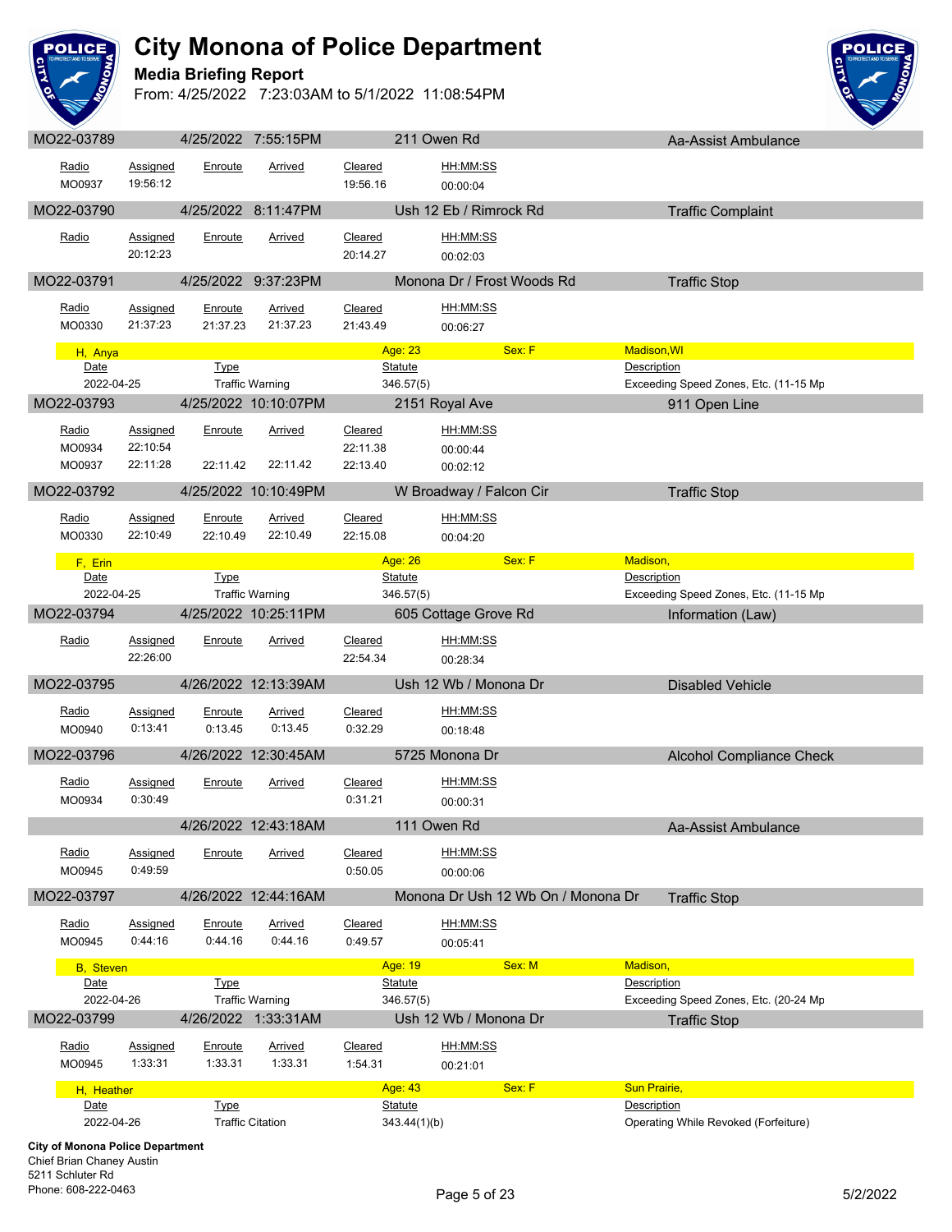# City Monona of Police Department

**Media Briefing Report**

From: 4/25/2022 7:23:03AM to 5/1/2022 11:08:54PM

---

**MO22-03789** | 4/25/2022 7:55:15PM | 211 Owen Rd | Aa-Assist Ambulance

| Radio | Assigned | Enroute | Arrived | Cleared | HH:MM:SS |
|---|---|---|---|---|---|
| MO0937 | 19:56:12 | | | 19:56.16 | 00:00:04 |

**MO22-03790** | 4/25/2022 8:11:47PM | Ush 12 Eb / Rimrock Rd | Traffic Complaint

| Radio | Assigned | Enroute | Arrived | Cleared | HH:MM:SS |
|---|---|---|---|---|---|
| | 20:12:23 | | | 20:14.27 | 00:02:03 |

**MO22-03791** | 4/25/2022 9:37:23PM | Monona Dr / Frost Woods Rd | Traffic Stop

| Radio | Assigned | Enroute | Arrived | Cleared | HH:MM:SS |
|---|---|---|---|---|---|
| MO0330 | 21:37:23 | 21:37.23 | 21:37.23 | 21:43.49 | 00:06:27 |

H, Anya | Age: 23 | Sex: F | Madison,WI

| Date | Type | Statute | Description |
|---|---|---|---|
| 2022-04-25 | Traffic Warning | 346.57(5) | Exceeding Speed Zones, Etc. (11-15 Mp |

**MO22-03793** | 4/25/2022 10:10:07PM | 2151 Royal Ave | 911 Open Line

| Radio | Assigned | Enroute | Arrived | Cleared | HH:MM:SS |
|---|---|---|---|---|---|
| MO0934 | 22:10:54 | | | 22:11.38 | 00:00:44 |
| MO0937 | 22:11:28 | 22:11.42 | 22:11.42 | 22:13.40 | 00:02:12 |

**MO22-03792** | 4/25/2022 10:10:49PM | W Broadway / Falcon Cir | Traffic Stop

| Radio | Assigned | Enroute | Arrived | Cleared | HH:MM:SS |
|---|---|---|---|---|---|
| MO0330 | 22:10:49 | 22:10.49 | 22:10.49 | 22:15.08 | 00:04:20 |

F, Erin | Age: 26 | Sex: F | Madison,

| Date | Type | Statute | Description |
|---|---|---|---|
| 2022-04-25 | Traffic Warning | 346.57(5) | Exceeding Speed Zones, Etc. (11-15 Mp |

**MO22-03794** | 4/25/2022 10:25:11PM | 605 Cottage Grove Rd | Information (Law)

| Radio | Assigned | Enroute | Arrived | Cleared | HH:MM:SS |
|---|---|---|---|---|---|
| | 22:26:00 | | | 22:54.34 | 00:28:34 |

**MO22-03795** | 4/26/2022 12:13:39AM | Ush 12 Wb / Monona Dr | Disabled Vehicle

| Radio | Assigned | Enroute | Arrived | Cleared | HH:MM:SS |
|---|---|---|---|---|---|
| MO0940 | 0:13:41 | 0:13.45 | 0:13.45 | 0:32.29 | 00:18:48 |

**MO22-03796** | 4/26/2022 12:30:45AM | 5725 Monona Dr | Alcohol Compliance Check

| Radio | Assigned | Enroute | Arrived | Cleared | HH:MM:SS |
|---|---|---|---|---|---|
| MO0934 | 0:30:49 | | | 0:31.21 | 00:00:31 |

4/26/2022 12:43:18AM | 111 Owen Rd | Aa-Assist Ambulance

| Radio | Assigned | Enroute | Arrived | Cleared | HH:MM:SS |
|---|---|---|---|---|---|
| MO0945 | 0:49:59 | | | 0:50.05 | 00:00:06 |

**MO22-03797** | 4/26/2022 12:44:16AM | Monona Dr Ush 12 Wb On / Monona Dr | Traffic Stop

| Radio | Assigned | Enroute | Arrived | Cleared | HH:MM:SS |
|---|---|---|---|---|---|
| MO0945 | 0:44:16 | 0:44.16 | 0:44.16 | 0:49.57 | 00:05:41 |

B, Steven | Age: 19 | Sex: M | Madison,

| Date | Type | Statute | Description |
|---|---|---|---|
| 2022-04-26 | Traffic Warning | 346.57(5) | Exceeding Speed Zones, Etc. (20-24 Mp |

**MO22-03799** | 4/26/2022 1:33:31AM | Ush 12 Wb / Monona Dr | Traffic Stop

| Radio | Assigned | Enroute | Arrived | Cleared | HH:MM:SS |
|---|---|---|---|---|---|
| MO0945 | 1:33:31 | 1:33.31 | 1:33.31 | 1:54.31 | 00:21:01 |

H, Heather | Age: 43 | Sex: F | Sun Prairie,

| Date | Type | Statute | Description |
|---|---|---|---|
| 2022-04-26 | Traffic Citation | 343.44(1)(b) | Operating While Revoked (Forfeiture) |

**City of Monona Police Department**
Chief Brian Chaney Austin
5211 Schluter Rd
Phone: 608-222-0463

5/2/2022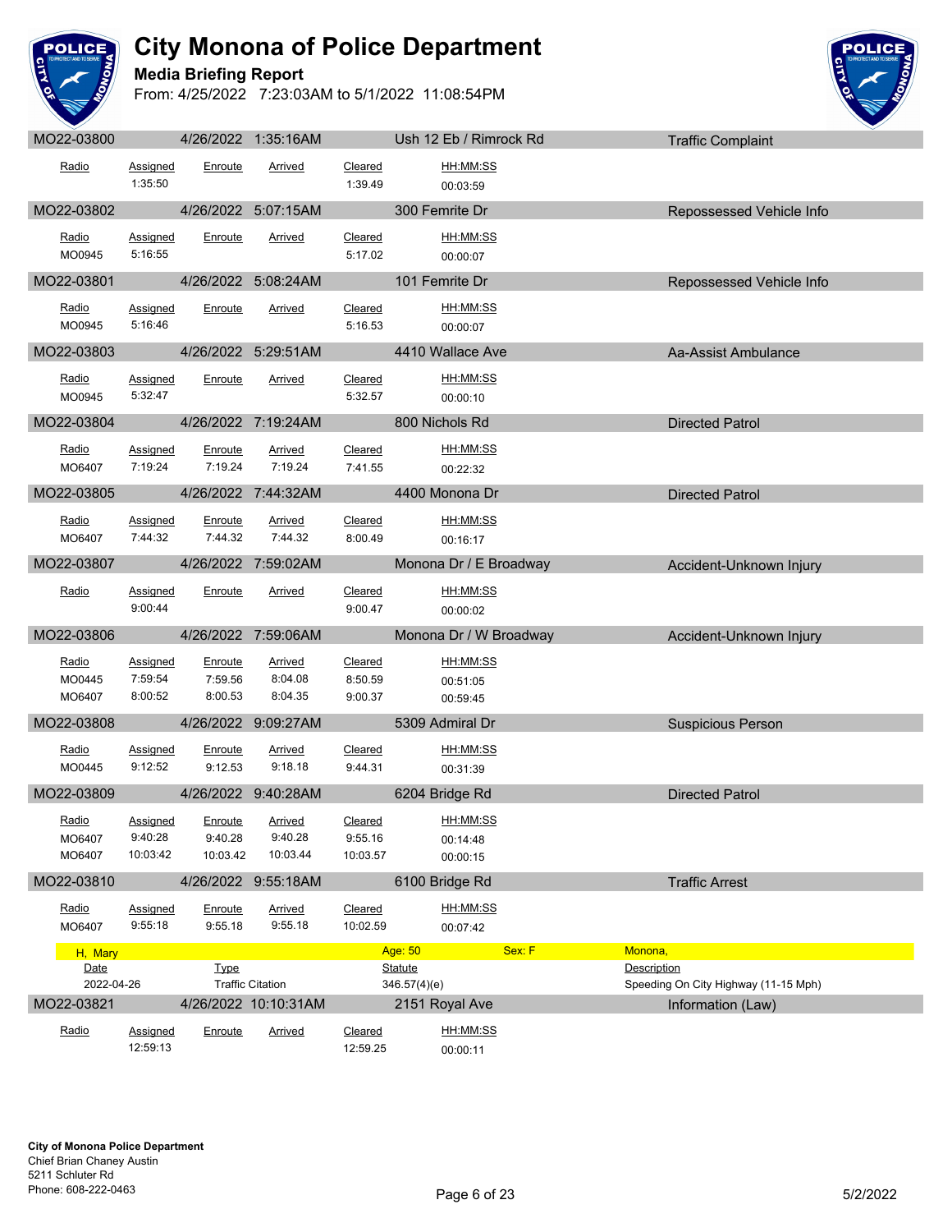# City Monona of Police Department

**Media Briefing Report**

From: 4/25/2022 7:23:03AM to 5/1/2022 11:08:54PM

**MO22-03800** | 4/26/2022 1:35:16AM | Ush 12 Eb / Rimrock Rd | Traffic Complaint

| Radio | Assigned | Enroute | Arrived | Cleared | HH:MM:SS |
|---|---|---|---|---|---|
| | 1:35:50 | | | 1:39.49 | 00:03:59 |

**MO22-03802** | 4/26/2022 5:07:15AM | 300 Femrite Dr | Repossessed Vehicle Info

| Radio | Assigned | Enroute | Arrived | Cleared | HH:MM:SS |
|---|---|---|---|---|---|
| MO0945 | 5:16:55 | | | 5:17.02 | 00:00:07 |

**MO22-03801** | 4/26/2022 5:08:24AM | 101 Femrite Dr | Repossessed Vehicle Info

| Radio | Assigned | Enroute | Arrived | Cleared | HH:MM:SS |
|---|---|---|---|---|---|
| MO0945 | 5:16:46 | | | 5:16.53 | 00:00:07 |

**MO22-03803** | 4/26/2022 5:29:51AM | 4410 Wallace Ave | Aa-Assist Ambulance

| Radio | Assigned | Enroute | Arrived | Cleared | HH:MM:SS |
|---|---|---|---|---|---|
| MO0945 | 5:32:47 | | | 5:32.57 | 00:00:10 |

**MO22-03804** | 4/26/2022 7:19:24AM | 800 Nichols Rd | Directed Patrol

| Radio | Assigned | Enroute | Arrived | Cleared | HH:MM:SS |
|---|---|---|---|---|---|
| MO6407 | 7:19:24 | 7:19.24 | 7:19.24 | 7:41.55 | 00:22:32 |

**MO22-03805** | 4/26/2022 7:44:32AM | 4400 Monona Dr | Directed Patrol

| Radio | Assigned | Enroute | Arrived | Cleared | HH:MM:SS |
|---|---|---|---|---|---|
| MO6407 | 7:44:32 | 7:44.32 | 7:44.32 | 8:00.49 | 00:16:17 |

**MO22-03807** | 4/26/2022 7:59:02AM | Monona Dr / E Broadway | Accident-Unknown Injury

| Radio | Assigned | Enroute | Arrived | Cleared | HH:MM:SS |
|---|---|---|---|---|---|
| | 9:00:44 | | | 9:00.47 | 00:00:02 |

**MO22-03806** | 4/26/2022 7:59:06AM | Monona Dr / W Broadway | Accident-Unknown Injury

| Radio | Assigned | Enroute | Arrived | Cleared | HH:MM:SS |
|---|---|---|---|---|---|
| MO0445 | 7:59:54 | 7:59.56 | 8:04.08 | 8:50.59 | 00:51:05 |
| MO6407 | 8:00:52 | 8:00.53 | 8:04.35 | 9:00.37 | 00:59:45 |

**MO22-03808** | 4/26/2022 9:09:27AM | 5309 Admiral Dr | Suspicious Person

| Radio | Assigned | Enroute | Arrived | Cleared | HH:MM:SS |
|---|---|---|---|---|---|
| MO0445 | 9:12:52 | 9:12.53 | 9:18.18 | 9:44.31 | 00:31:39 |

**MO22-03809** | 4/26/2022 9:40:28AM | 6204 Bridge Rd | Directed Patrol

| Radio | Assigned | Enroute | Arrived | Cleared | HH:MM:SS |
|---|---|---|---|---|---|
| MO6407 | 9:40:28 | 9:40.28 | 9:40.28 | 9:55.16 | 00:14:48 |
| MO6407 | 10:03:42 | 10:03.42 | 10:03.44 | 10:03.57 | 00:00:15 |

**MO22-03810** | 4/26/2022 9:55:18AM | 6100 Bridge Rd | Traffic Arrest

| Radio | Assigned | Enroute | Arrived | Cleared | HH:MM:SS |
|---|---|---|---|---|---|
| MO6407 | 9:55:18 | 9:55.18 | 9:55.18 | 10:02.59 | 00:07:42 |

H, Mary | Age: 50 | Sex: F | Monona,

| Date | Type | Statute | Description |
|---|---|---|---|
| 2022-04-26 | Traffic Citation | 346.57(4)(e) | Speeding On City Highway (11-15 Mph) |

**MO22-03821** | 4/26/2022 10:10:31AM | 2151 Royal Ave | Information (Law)

| Radio | Assigned | Enroute | Arrived | Cleared | HH:MM:SS |
|---|---|---|---|---|---|
| | 12:59:13 | | | 12:59.25 | 00:00:11 |

**City of Monona Police Department**
Chief Brian Chaney Austin
5211 Schluter Rd
Phone: 608-222-0463

5/2/2022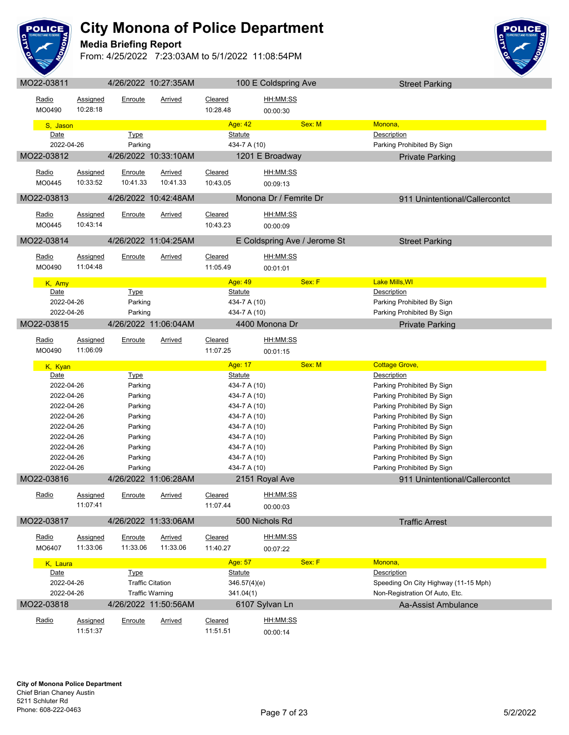# City Monona of Police Department

**Media Briefing Report**

From: 4/25/2022 7:23:03AM to 5/1/2022 11:08:54PM

## MO22-03811 | 4/26/2022 10:27:35AM | 100 E Coldspring Ave | Street Parking

| Radio | Assigned | Enroute | Arrived | Cleared | HH:MM:SS |
|---|---|---|---|---|---|
| MO0490 | 10:28:18 | | | 10:28.48 | 00:00:30 |

**S, Jason** — Age: 42 — Sex: M — Monona,

| Date | Type | Statute | Description |
|---|---|---|---|
| 2022-04-26 | Parking | 434-7 A (10) | Parking Prohibited By Sign |

## MO22-03812 | 4/26/2022 10:33:10AM | 1201 E Broadway | Private Parking

| Radio | Assigned | Enroute | Arrived | Cleared | HH:MM:SS |
|---|---|---|---|---|---|
| MO0445 | 10:33:52 | 10:41.33 | 10:41.33 | 10:43.05 | 00:09:13 |

## MO22-03813 | 4/26/2022 10:42:48AM | Monona Dr / Femrite Dr | 911 Unintentional/Callercontct

| Radio | Assigned | Enroute | Arrived | Cleared | HH:MM:SS |
|---|---|---|---|---|---|
| MO0445 | 10:43:14 | | | 10:43.23 | 00:00:09 |

## MO22-03814 | 4/26/2022 11:04:25AM | E Coldspring Ave / Jerome St | Street Parking

| Radio | Assigned | Enroute | Arrived | Cleared | HH:MM:SS |
|---|---|---|---|---|---|
| MO0490 | 11:04:48 | | | 11:05.49 | 00:01:01 |

**K, Amy** — Age: 49 — Sex: F — Lake Mills,WI

| Date | Type | Statute | Description |
|---|---|---|---|
| 2022-04-26 | Parking | 434-7 A (10) | Parking Prohibited By Sign |
| 2022-04-26 | Parking | 434-7 A (10) | Parking Prohibited By Sign |

## MO22-03815 | 4/26/2022 11:06:04AM | 4400 Monona Dr | Private Parking

| Radio | Assigned | Enroute | Arrived | Cleared | HH:MM:SS |
|---|---|---|---|---|---|
| MO0490 | 11:06:09 | | | 11:07.25 | 00:01:15 |

**K, Kyan** — Age: 17 — Sex: M — Cottage Grove,

| Date | Type | Statute | Description |
|---|---|---|---|
| 2022-04-26 | Parking | 434-7 A (10) | Parking Prohibited By Sign |
| 2022-04-26 | Parking | 434-7 A (10) | Parking Prohibited By Sign |
| 2022-04-26 | Parking | 434-7 A (10) | Parking Prohibited By Sign |
| 2022-04-26 | Parking | 434-7 A (10) | Parking Prohibited By Sign |
| 2022-04-26 | Parking | 434-7 A (10) | Parking Prohibited By Sign |
| 2022-04-26 | Parking | 434-7 A (10) | Parking Prohibited By Sign |
| 2022-04-26 | Parking | 434-7 A (10) | Parking Prohibited By Sign |
| 2022-04-26 | Parking | 434-7 A (10) | Parking Prohibited By Sign |
| 2022-04-26 | Parking | 434-7 A (10) | Parking Prohibited By Sign |

## MO22-03816 | 4/26/2022 11:06:28AM | 2151 Royal Ave | 911 Unintentional/Callercontct

| Radio | Assigned | Enroute | Arrived | Cleared | HH:MM:SS |
|---|---|---|---|---|---|
| | 11:07:41 | | | 11:07.44 | 00:00:03 |

## MO22-03817 | 4/26/2022 11:33:06AM | 500 Nichols Rd | Traffic Arrest

| Radio | Assigned | Enroute | Arrived | Cleared | HH:MM:SS |
|---|---|---|---|---|---|
| MO6407 | 11:33:06 | 11:33.06 | 11:33.06 | 11:40.27 | 00:07:22 |

**K, Laura** — Age: 57 — Sex: F — Monona,

| Date | Type | Statute | Description |
|---|---|---|---|
| 2022-04-26 | Traffic Citation | 346.57(4)(e) | Speeding On City Highway (11-15 Mph) |
| 2022-04-26 | Traffic Warning | 341.04(1) | Non-Registration Of Auto, Etc. |

## MO22-03818 | 4/26/2022 11:50:56AM | 6107 Sylvan Ln | Aa-Assist Ambulance

| Radio | Assigned | Enroute | Arrived | Cleared | HH:MM:SS |
|---|---|---|---|---|---|
| | 11:51:37 | | | 11:51.51 | 00:00:14 |

**City of Monona Police Department**
Chief Brian Chaney Austin
5211 Schluter Rd
Phone: 608-222-0463

5/2/2022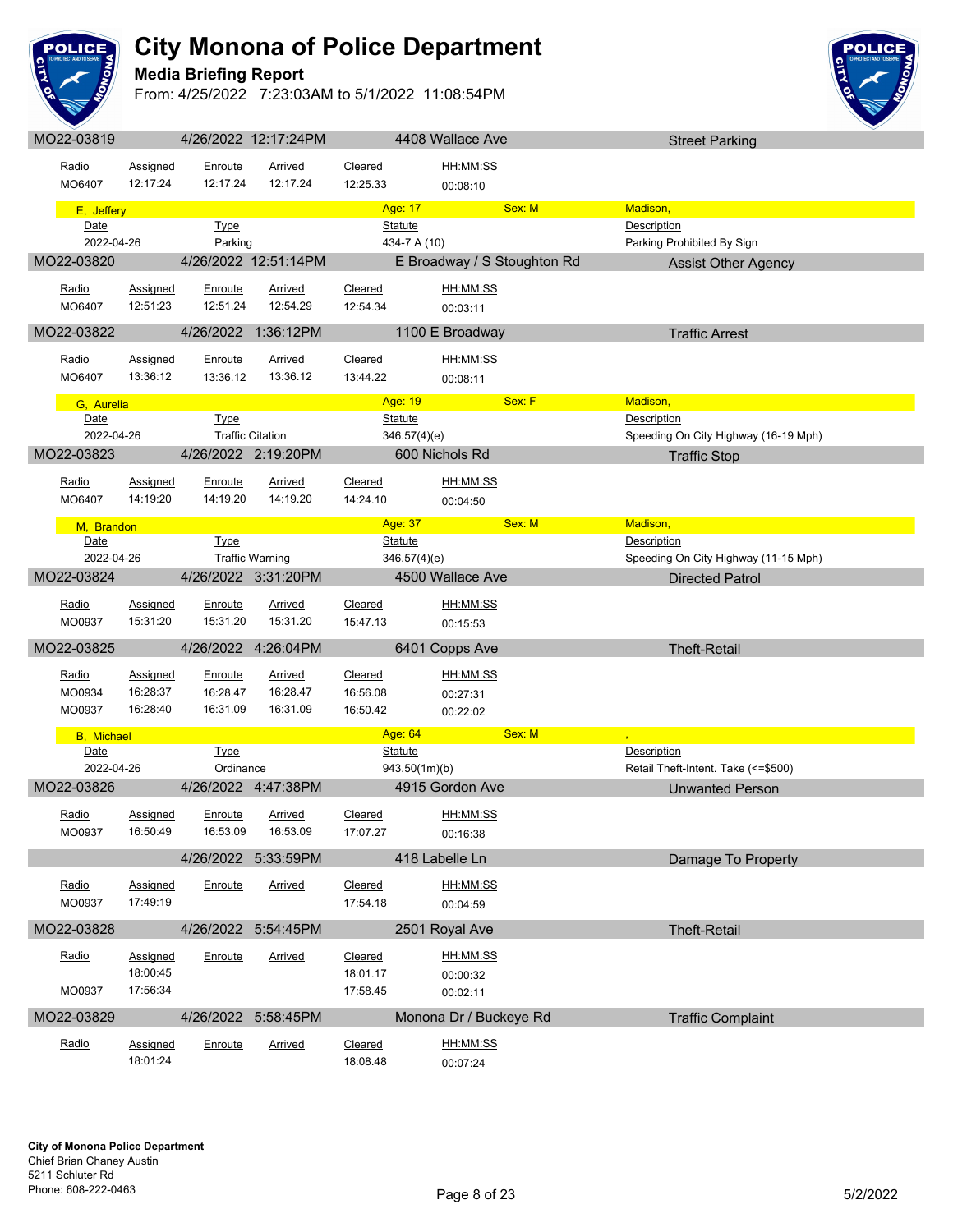# City Monona of Police Department

**Media Briefing Report**

From: 4/25/2022 7:23:03AM to 5/1/2022 11:08:54PM

## MO22-03819 — 4/26/2022 12:17:24PM — 4408 Wallace Ave — Street Parking

| Radio | Assigned | Enroute | Arrived | Cleared | HH:MM:SS |
|---|---|---|---|---|---|
| MO6407 | 12:17:24 | 12:17.24 | 12:17.24 | 12:25.33 | 00:08:10 |

**E, Jeffery** — Age: 17 — Sex: M — Madison,

| Date | Type | Statute | Description |
|---|---|---|---|
| 2022-04-26 | Parking | 434-7 A (10) | Parking Prohibited By Sign |

## MO22-03820 — 4/26/2022 12:51:14PM — E Broadway / S Stoughton Rd — Assist Other Agency

| Radio | Assigned | Enroute | Arrived | Cleared | HH:MM:SS |
|---|---|---|---|---|---|
| MO6407 | 12:51:23 | 12:51.24 | 12:54.29 | 12:54.34 | 00:03:11 |

## MO22-03822 — 4/26/2022 1:36:12PM — 1100 E Broadway — Traffic Arrest

| Radio | Assigned | Enroute | Arrived | Cleared | HH:MM:SS |
|---|---|---|---|---|---|
| MO6407 | 13:36:12 | 13:36.12 | 13:36.12 | 13:44.22 | 00:08:11 |

**G, Aurelia** — Age: 19 — Sex: F — Madison,

| Date | Type | Statute | Description |
|---|---|---|---|
| 2022-04-26 | Traffic Citation | 346.57(4)(e) | Speeding On City Highway (16-19 Mph) |

## MO22-03823 — 4/26/2022 2:19:20PM — 600 Nichols Rd — Traffic Stop

| Radio | Assigned | Enroute | Arrived | Cleared | HH:MM:SS |
|---|---|---|---|---|---|
| MO6407 | 14:19:20 | 14:19.20 | 14:19.20 | 14:24.10 | 00:04:50 |

**M, Brandon** — Age: 37 — Sex: M — Madison,

| Date | Type | Statute | Description |
|---|---|---|---|
| 2022-04-26 | Traffic Warning | 346.57(4)(e) | Speeding On City Highway (11-15 Mph) |

## MO22-03824 — 4/26/2022 3:31:20PM — 4500 Wallace Ave — Directed Patrol

| Radio | Assigned | Enroute | Arrived | Cleared | HH:MM:SS |
|---|---|---|---|---|---|
| MO0937 | 15:31:20 | 15:31.20 | 15:31.20 | 15:47.13 | 00:15:53 |

## MO22-03825 — 4/26/2022 4:26:04PM — 6401 Copps Ave — Theft-Retail

| Radio | Assigned | Enroute | Arrived | Cleared | HH:MM:SS |
|---|---|---|---|---|---|
| MO0934 | 16:28:37 | 16:28.47 | 16:28.47 | 16:56.08 | 00:27:31 |
| MO0937 | 16:28:40 | 16:31.09 | 16:31.09 | 16:50.42 | 00:22:02 |

**B, Michael** — Age: 64 — Sex: M — ,

| Date | Type | Statute | Description |
|---|---|---|---|
| 2022-04-26 | Ordinance | 943.50(1m)(b) | Retail Theft-Intent. Take (<=$500) |

## MO22-03826 — 4/26/2022 4:47:38PM — 4915 Gordon Ave — Unwanted Person

| Radio | Assigned | Enroute | Arrived | Cleared | HH:MM:SS |
|---|---|---|---|---|---|
| MO0937 | 16:50:49 | 16:53.09 | 16:53.09 | 17:07.27 | 00:16:38 |

## 4/26/2022 5:33:59PM — 418 Labelle Ln — Damage To Property

| Radio | Assigned | Enroute | Arrived | Cleared | HH:MM:SS |
|---|---|---|---|---|---|
| MO0937 | 17:49:19 | | | 17:54.18 | 00:04:59 |

## MO22-03828 — 4/26/2022 5:54:45PM — 2501 Royal Ave — Theft-Retail

| Radio | Assigned | Enroute | Arrived | Cleared | HH:MM:SS |
|---|---|---|---|---|---|
| | 18:00:45 | | | 18:01.17 | 00:00:32 |
| MO0937 | 17:56:34 | | | 17:58.45 | 00:02:11 |

## MO22-03829 — 4/26/2022 5:58:45PM — Monona Dr / Buckeye Rd — Traffic Complaint

| Radio | Assigned | Enroute | Arrived | Cleared | HH:MM:SS |
|---|---|---|---|---|---|
| | 18:01:24 | | | 18:08.48 | 00:07:24 |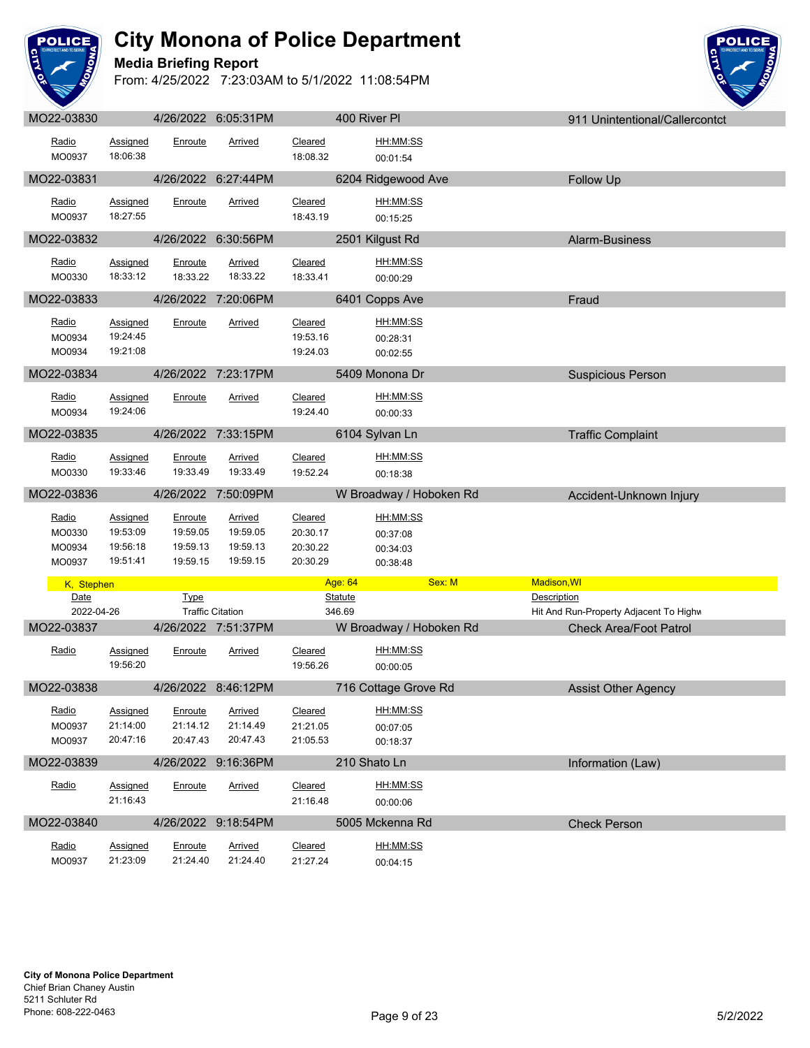# City Monona of Police Department

**Media Briefing Report**

From: 4/25/2022 7:23:03AM to 5/1/2022 11:08:54PM

**MO22-03830** | 4/26/2022 6:05:31PM | 400 River Pl | 911 Unintentional/Callercontct

| Radio | Assigned | Enroute | Arrived | Cleared | HH:MM:SS |
|---|---|---|---|---|---|
| MO0937 | 18:06:38 | | | 18:08.32 | 00:01:54 |

**MO22-03831** | 4/26/2022 6:27:44PM | 6204 Ridgewood Ave | Follow Up

| Radio | Assigned | Enroute | Arrived | Cleared | HH:MM:SS |
|---|---|---|---|---|---|
| MO0937 | 18:27:55 | | | 18:43.19 | 00:15:25 |

**MO22-03832** | 4/26/2022 6:30:56PM | 2501 Kilgust Rd | Alarm-Business

| Radio | Assigned | Enroute | Arrived | Cleared | HH:MM:SS |
|---|---|---|---|---|---|
| MO0330 | 18:33:12 | 18:33.22 | 18:33.22 | 18:33.41 | 00:00:29 |

**MO22-03833** | 4/26/2022 7:20:06PM | 6401 Copps Ave | Fraud

| Radio | Assigned | Enroute | Arrived | Cleared | HH:MM:SS |
|---|---|---|---|---|---|
| MO0934 | 19:24:45 | | | 19:53.16 | 00:28:31 |
| MO0934 | 19:21:08 | | | 19:24.03 | 00:02:55 |

**MO22-03834** | 4/26/2022 7:23:17PM | 5409 Monona Dr | Suspicious Person

| Radio | Assigned | Enroute | Arrived | Cleared | HH:MM:SS |
|---|---|---|---|---|---|
| MO0934 | 19:24:06 | | | 19:24.40 | 00:00:33 |

**MO22-03835** | 4/26/2022 7:33:15PM | 6104 Sylvan Ln | Traffic Complaint

| Radio | Assigned | Enroute | Arrived | Cleared | HH:MM:SS |
|---|---|---|---|---|---|
| MO0330 | 19:33:46 | 19:33.49 | 19:33.49 | 19:52.24 | 00:18:38 |

**MO22-03836** | 4/26/2022 7:50:09PM | W Broadway / Hoboken Rd | Accident-Unknown Injury

| Radio | Assigned | Enroute | Arrived | Cleared | HH:MM:SS |
|---|---|---|---|---|---|
| MO0330 | 19:53:09 | 19:59.05 | 19:59.05 | 20:30.17 | 00:37:08 |
| MO0934 | 19:56:18 | 19:59.13 | 19:59.13 | 20:30.22 | 00:34:03 |
| MO0937 | 19:51:41 | 19:59.15 | 19:59.15 | 20:30.29 | 00:38:48 |

K, Stephen | Age: 64 | Sex: M | Madison,WI

| Date | Type | Statute | Description |
|---|---|---|---|
| 2022-04-26 | Traffic Citation | 346.69 | Hit And Run-Property Adjacent To Highw |

**MO22-03837** | 4/26/2022 7:51:37PM | W Broadway / Hoboken Rd | Check Area/Foot Patrol

| Radio | Assigned | Enroute | Arrived | Cleared | HH:MM:SS |
|---|---|---|---|---|---|
| | 19:56:20 | | | 19:56.26 | 00:00:05 |

**MO22-03838** | 4/26/2022 8:46:12PM | 716 Cottage Grove Rd | Assist Other Agency

| Radio | Assigned | Enroute | Arrived | Cleared | HH:MM:SS |
|---|---|---|---|---|---|
| MO0937 | 21:14:00 | 21:14.12 | 21:14.49 | 21:21.05 | 00:07:05 |
| MO0937 | 20:47:16 | 20:47.43 | 20:47.43 | 21:05.53 | 00:18:37 |

**MO22-03839** | 4/26/2022 9:16:36PM | 210 Shato Ln | Information (Law)

| Radio | Assigned | Enroute | Arrived | Cleared | HH:MM:SS |
|---|---|---|---|---|---|
| | 21:16:43 | | | 21:16.48 | 00:00:06 |

**MO22-03840** | 4/26/2022 9:18:54PM | 5005 Mckenna Rd | Check Person

| Radio | Assigned | Enroute | Arrived | Cleared | HH:MM:SS |
|---|---|---|---|---|---|
| MO0937 | 21:23:09 | 21:24.40 | 21:24.40 | 21:27.24 | 00:04:15 |

**City of Monona Police Department**
Chief Brian Chaney Austin
5211 Schluter Rd
Phone: 608-222-0463

5/2/2022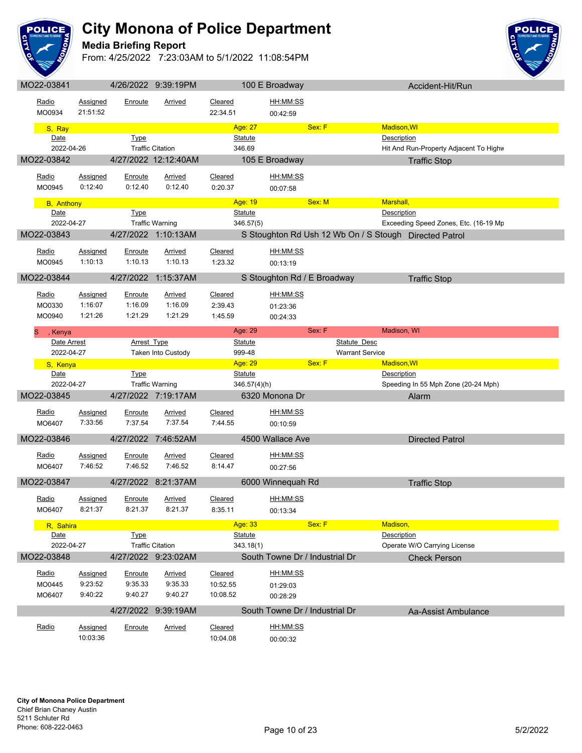# City Monona of Police Department

**Media Briefing Report**

From: 4/25/2022 7:23:03AM to 5/1/2022 11:08:54PM

---

**MO22-03841** | 4/26/2022 9:39:19PM | 100 E Broadway | Accident-Hit/Run

| Radio | Assigned | Enroute | Arrived | Cleared | HH:MM:SS |
|---|---|---|---|---|---|
| MO0934 | 21:51:52 | | | 22:34.51 | 00:42:59 |

**S, Ray** — Age: 27 — Sex: F — Madison,WI

| Date | Type | Statute | Description |
|---|---|---|---|
| 2022-04-26 | Traffic Citation | 346.69 | Hit And Run-Property Adjacent To Highw |

---

**MO22-03842** | 4/27/2022 12:12:40AM | 105 E Broadway | Traffic Stop

| Radio | Assigned | Enroute | Arrived | Cleared | HH:MM:SS |
|---|---|---|---|---|---|
| MO0945 | 0:12:40 | 0:12.40 | 0:12.40 | 0:20.37 | 00:07:58 |

**B, Anthony** — Age: 19 — Sex: M — Marshall,

| Date | Type | Statute | Description |
|---|---|---|---|
| 2022-04-27 | Traffic Warning | 346.57(5) | Exceeding Speed Zones, Etc. (16-19 Mp |

---

**MO22-03843** | 4/27/2022 1:10:13AM | S Stoughton Rd Ush 12 Wb On / S Stough | Directed Patrol

| Radio | Assigned | Enroute | Arrived | Cleared | HH:MM:SS |
|---|---|---|---|---|---|
| MO0945 | 1:10:13 | 1:10.13 | 1:10.13 | 1:23.32 | 00:13:19 |

---

**MO22-03844** | 4/27/2022 1:15:37AM | S Stoughton Rd / E Broadway | Traffic Stop

| Radio | Assigned | Enroute | Arrived | Cleared | HH:MM:SS |
|---|---|---|---|---|---|
| MO0330 | 1:16:07 | 1:16.09 | 1:16.09 | 2:39.43 | 01:23:36 |
| MO0940 | 1:21:26 | 1:21.29 | 1:21.29 | 1:45.59 | 00:24:33 |

**S , Kenya** — Age: 29 — Sex: F — Madison, WI

| Date Arrest | Arrest Type | Statute | Statute Desc |
|---|---|---|---|
| 2022-04-27 | Taken Into Custody | 999-48 | Warrant Service |

**S, Kenya** — Age: 29 — Sex: F — Madison,WI

| Date | Type | Statute | Description |
|---|---|---|---|
| 2022-04-27 | Traffic Warning | 346.57(4)(h) | Speeding In 55 Mph Zone (20-24 Mph) |

---

**MO22-03845** | 4/27/2022 7:19:17AM | 6320 Monona Dr | Alarm

| Radio | Assigned | Enroute | Arrived | Cleared | HH:MM:SS |
|---|---|---|---|---|---|
| MO6407 | 7:33:56 | 7:37.54 | 7:37.54 | 7:44.55 | 00:10:59 |

---

**MO22-03846** | 4/27/2022 7:46:52AM | 4500 Wallace Ave | Directed Patrol

| Radio | Assigned | Enroute | Arrived | Cleared | HH:MM:SS |
|---|---|---|---|---|---|
| MO6407 | 7:46:52 | 7:46.52 | 7:46.52 | 8:14.47 | 00:27:56 |

---

**MO22-03847** | 4/27/2022 8:21:37AM | 6000 Winnequah Rd | Traffic Stop

| Radio | Assigned | Enroute | Arrived | Cleared | HH:MM:SS |
|---|---|---|---|---|---|
| MO6407 | 8:21:37 | 8:21.37 | 8:21.37 | 8:35.11 | 00:13:34 |

**R, Sahira** — Age: 33 — Sex: F — Madison,

| Date | Type | Statute | Description |
|---|---|---|---|
| 2022-04-27 | Traffic Citation | 343.18(1) | Operate W/O Carrying License |

---

**MO22-03848** | 4/27/2022 9:23:02AM | South Towne Dr / Industrial Dr | Check Person

| Radio | Assigned | Enroute | Arrived | Cleared | HH:MM:SS |
|---|---|---|---|---|---|
| MO0445 | 9:23:52 | 9:35.33 | 9:35.33 | 10:52.55 | 01:29:03 |
| MO6407 | 9:40:22 | 9:40.27 | 9:40.27 | 10:08.52 | 00:28:29 |

---

4/27/2022 9:39:19AM | South Towne Dr / Industrial Dr | Aa-Assist Ambulance

| Radio | Assigned | Enroute | Arrived | Cleared | HH:MM:SS |
|---|---|---|---|---|---|
| | 10:03:36 | | | 10:04.08 | 00:00:32 |

---

**City of Monona Police Department**
Chief Brian Chaney Austin
5211 Schluter Rd
Phone: 608-222-0463

5/2/2022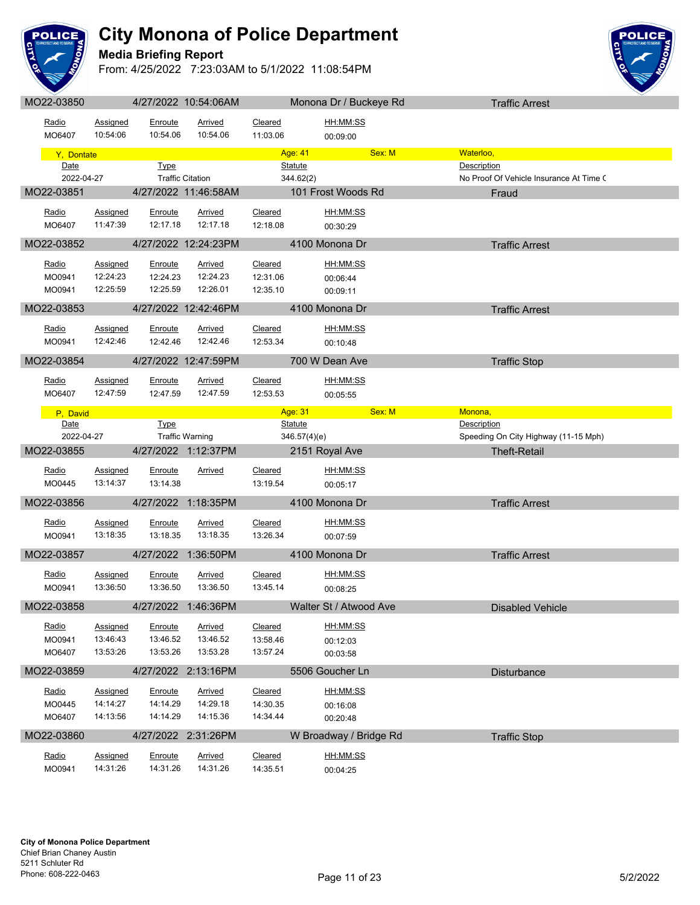# City Monona of Police Department

**Media Briefing Report**

From: 4/25/2022 7:23:03AM to 5/1/2022 11:08:54PM

## MO22-03850 — 4/27/2022 10:54:06AM — Monona Dr / Buckeye Rd — Traffic Arrest

| Radio | Assigned | Enroute | Arrived | Cleared | HH:MM:SS |
|---|---|---|---|---|---|
| MO6407 | 10:54:06 | 10:54.06 | 10:54.06 | 11:03.06 | 00:09:00 |

**Y, Dontate** — Age: 41 — Sex: M — Waterloo,

| Date | Type | Statute | Description |
|---|---|---|---|
| 2022-04-27 | Traffic Citation | 344.62(2) | No Proof Of Vehicle Insurance At Time ( |

## MO22-03851 — 4/27/2022 11:46:58AM — 101 Frost Woods Rd — Fraud

| Radio | Assigned | Enroute | Arrived | Cleared | HH:MM:SS |
|---|---|---|---|---|---|
| MO6407 | 11:47:39 | 12:17.18 | 12:17.18 | 12:18.08 | 00:30:29 |

## MO22-03852 — 4/27/2022 12:24:23PM — 4100 Monona Dr — Traffic Arrest

| Radio | Assigned | Enroute | Arrived | Cleared | HH:MM:SS |
|---|---|---|---|---|---|
| MO0941 | 12:24:23 | 12:24.23 | 12:24.23 | 12:31.06 | 00:06:44 |
| MO0941 | 12:25:59 | 12:25.59 | 12:26.01 | 12:35.10 | 00:09:11 |

## MO22-03853 — 4/27/2022 12:42:46PM — 4100 Monona Dr — Traffic Arrest

| Radio | Assigned | Enroute | Arrived | Cleared | HH:MM:SS |
|---|---|---|---|---|---|
| MO0941 | 12:42:46 | 12:42.46 | 12:42.46 | 12:53.34 | 00:10:48 |

## MO22-03854 — 4/27/2022 12:47:59PM — 700 W Dean Ave — Traffic Stop

| Radio | Assigned | Enroute | Arrived | Cleared | HH:MM:SS |
|---|---|---|---|---|---|
| MO6407 | 12:47:59 | 12:47.59 | 12:47.59 | 12:53.53 | 00:05:55 |

**P, David** — Age: 31 — Sex: M — Monona,

| Date | Type | Statute | Description |
|---|---|---|---|
| 2022-04-27 | Traffic Warning | 346.57(4)(e) | Speeding On City Highway (11-15 Mph) |

## MO22-03855 — 4/27/2022 1:12:37PM — 2151 Royal Ave — Theft-Retail

| Radio | Assigned | Enroute | Arrived | Cleared | HH:MM:SS |
|---|---|---|---|---|---|
| MO0445 | 13:14:37 | 13:14.38 | | 13:19.54 | 00:05:17 |

## MO22-03856 — 4/27/2022 1:18:35PM — 4100 Monona Dr — Traffic Arrest

| Radio | Assigned | Enroute | Arrived | Cleared | HH:MM:SS |
|---|---|---|---|---|---|
| MO0941 | 13:18:35 | 13:18.35 | 13:18.35 | 13:26.34 | 00:07:59 |

## MO22-03857 — 4/27/2022 1:36:50PM — 4100 Monona Dr — Traffic Arrest

| Radio | Assigned | Enroute | Arrived | Cleared | HH:MM:SS |
|---|---|---|---|---|---|
| MO0941 | 13:36:50 | 13:36.50 | 13:36.50 | 13:45.14 | 00:08:25 |

## MO22-03858 — 4/27/2022 1:46:36PM — Walter St / Atwood Ave — Disabled Vehicle

| Radio | Assigned | Enroute | Arrived | Cleared | HH:MM:SS |
|---|---|---|---|---|---|
| MO0941 | 13:46:43 | 13:46.52 | 13:46.52 | 13:58.46 | 00:12:03 |
| MO6407 | 13:53:26 | 13:53.26 | 13:53.28 | 13:57.24 | 00:03:58 |

## MO22-03859 — 4/27/2022 2:13:16PM — 5506 Goucher Ln — Disturbance

| Radio | Assigned | Enroute | Arrived | Cleared | HH:MM:SS |
|---|---|---|---|---|---|
| MO0445 | 14:14:27 | 14:14.29 | 14:29.18 | 14:30.35 | 00:16:08 |
| MO6407 | 14:13:56 | 14:14.29 | 14:15.36 | 14:34.44 | 00:20:48 |

## MO22-03860 — 4/27/2022 2:31:26PM — W Broadway / Bridge Rd — Traffic Stop

| Radio | Assigned | Enroute | Arrived | Cleared | HH:MM:SS |
|---|---|---|---|---|---|
| MO0941 | 14:31:26 | 14:31.26 | 14:31.26 | 14:35.51 | 00:04:25 |

**City of Monona Police Department**
Chief Brian Chaney Austin
5211 Schluter Rd
Phone: 608-222-0463

5/2/2022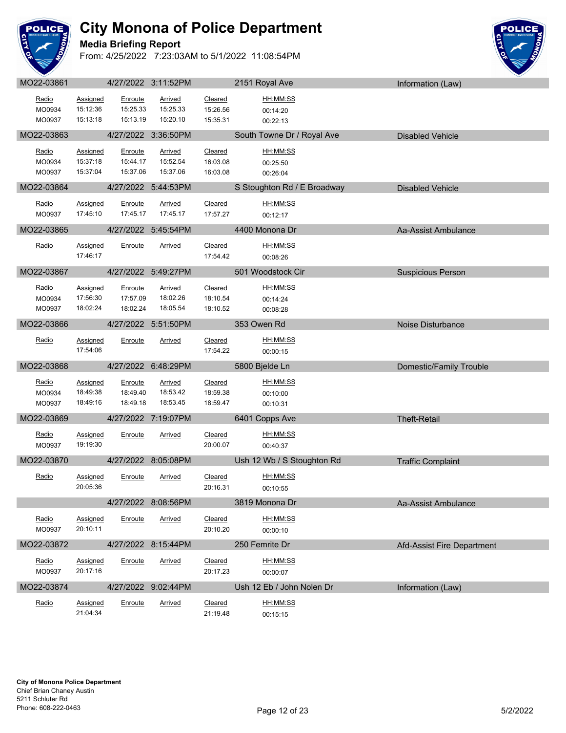# City Monona of Police Department

**Media Briefing Report**

From: 4/25/2022 7:23:03AM to 5/1/2022 11:08:54PM

| MO22-03861 | 4/27/2022 3:11:52PM | 2151 Royal Ave | Information (Law) |
|---|---|---|---|

| Radio | Assigned | Enroute | Arrived | Cleared | HH:MM:SS |
|---|---|---|---|---|---|
| MO0934 | 15:12:36 | 15:25.33 | 15:25.33 | 15:26.56 | 00:14:20 |
| MO0937 | 15:13:18 | 15:13.19 | 15:20.10 | 15:35.31 | 00:22:13 |

| MO22-03863 | 4/27/2022 3:36:50PM | South Towne Dr / Royal Ave | Disabled Vehicle |
|---|---|---|---|

| Radio | Assigned | Enroute | Arrived | Cleared | HH:MM:SS |
|---|---|---|---|---|---|
| MO0934 | 15:37:18 | 15:44.17 | 15:52.54 | 16:03.08 | 00:25:50 |
| MO0937 | 15:37:04 | 15:37.06 | 15:37.06 | 16:03.08 | 00:26:04 |

| MO22-03864 | 4/27/2022 5:44:53PM | S Stoughton Rd / E Broadway | Disabled Vehicle |
|---|---|---|---|

| Radio | Assigned | Enroute | Arrived | Cleared | HH:MM:SS |
|---|---|---|---|---|---|
| MO0937 | 17:45:10 | 17:45.17 | 17:45.17 | 17:57.27 | 00:12:17 |

| MO22-03865 | 4/27/2022 5:45:54PM | 4400 Monona Dr | Aa-Assist Ambulance |
|---|---|---|---|

| Radio | Assigned | Enroute | Arrived | Cleared | HH:MM:SS |
|---|---|---|---|---|---|
| | 17:46:17 | | | 17:54.42 | 00:08:26 |

| MO22-03867 | 4/27/2022 5:49:27PM | 501 Woodstock Cir | Suspicious Person |
|---|---|---|---|

| Radio | Assigned | Enroute | Arrived | Cleared | HH:MM:SS |
|---|---|---|---|---|---|
| MO0934 | 17:56:30 | 17:57.09 | 18:02.26 | 18:10.54 | 00:14:24 |
| MO0937 | 18:02:24 | 18:02.24 | 18:05.54 | 18:10.52 | 00:08:28 |

| MO22-03866 | 4/27/2022 5:51:50PM | 353 Owen Rd | Noise Disturbance |
|---|---|---|---|

| Radio | Assigned | Enroute | Arrived | Cleared | HH:MM:SS |
|---|---|---|---|---|---|
| | 17:54:06 | | | 17:54.22 | 00:00:15 |

| MO22-03868 | 4/27/2022 6:48:29PM | 5800 Bjelde Ln | Domestic/Family Trouble |
|---|---|---|---|

| Radio | Assigned | Enroute | Arrived | Cleared | HH:MM:SS |
|---|---|---|---|---|---|
| MO0934 | 18:49:38 | 18:49.40 | 18:53.42 | 18:59.38 | 00:10:00 |
| MO0937 | 18:49:16 | 18:49.18 | 18:53.45 | 18:59.47 | 00:10:31 |

| MO22-03869 | 4/27/2022 7:19:07PM | 6401 Copps Ave | Theft-Retail |
|---|---|---|---|

| Radio | Assigned | Enroute | Arrived | Cleared | HH:MM:SS |
|---|---|---|---|---|---|
| MO0937 | 19:19:30 | | | 20:00.07 | 00:40:37 |

| MO22-03870 | 4/27/2022 8:05:08PM | Ush 12 Wb / S Stoughton Rd | Traffic Complaint |
|---|---|---|---|

| Radio | Assigned | Enroute | Arrived | Cleared | HH:MM:SS |
|---|---|---|---|---|---|
| | 20:05:36 | | | 20:16.31 | 00:10:55 |

| | 4/27/2022 8:08:56PM | 3819 Monona Dr | Aa-Assist Ambulance |
|---|---|---|---|

| Radio | Assigned | Enroute | Arrived | Cleared | HH:MM:SS |
|---|---|---|---|---|---|
| MO0937 | 20:10:11 | | | 20:10.20 | 00:00:10 |

| MO22-03872 | 4/27/2022 8:15:44PM | 250 Femrite Dr | Afd-Assist Fire Department |
|---|---|---|---|

| Radio | Assigned | Enroute | Arrived | Cleared | HH:MM:SS |
|---|---|---|---|---|---|
| MO0937 | 20:17:16 | | | 20:17.23 | 00:00:07 |

| MO22-03874 | 4/27/2022 9:02:44PM | Ush 12 Eb / John Nolen Dr | Information (Law) |
|---|---|---|---|

| Radio | Assigned | Enroute | Arrived | Cleared | HH:MM:SS |
|---|---|---|---|---|---|
| | 21:04:34 | | | 21:19.48 | 00:15:15 |

**City of Monona Police Department**
Chief Brian Chaney Austin
5211 Schluter Rd
Phone: 608-222-0463

5/2/2022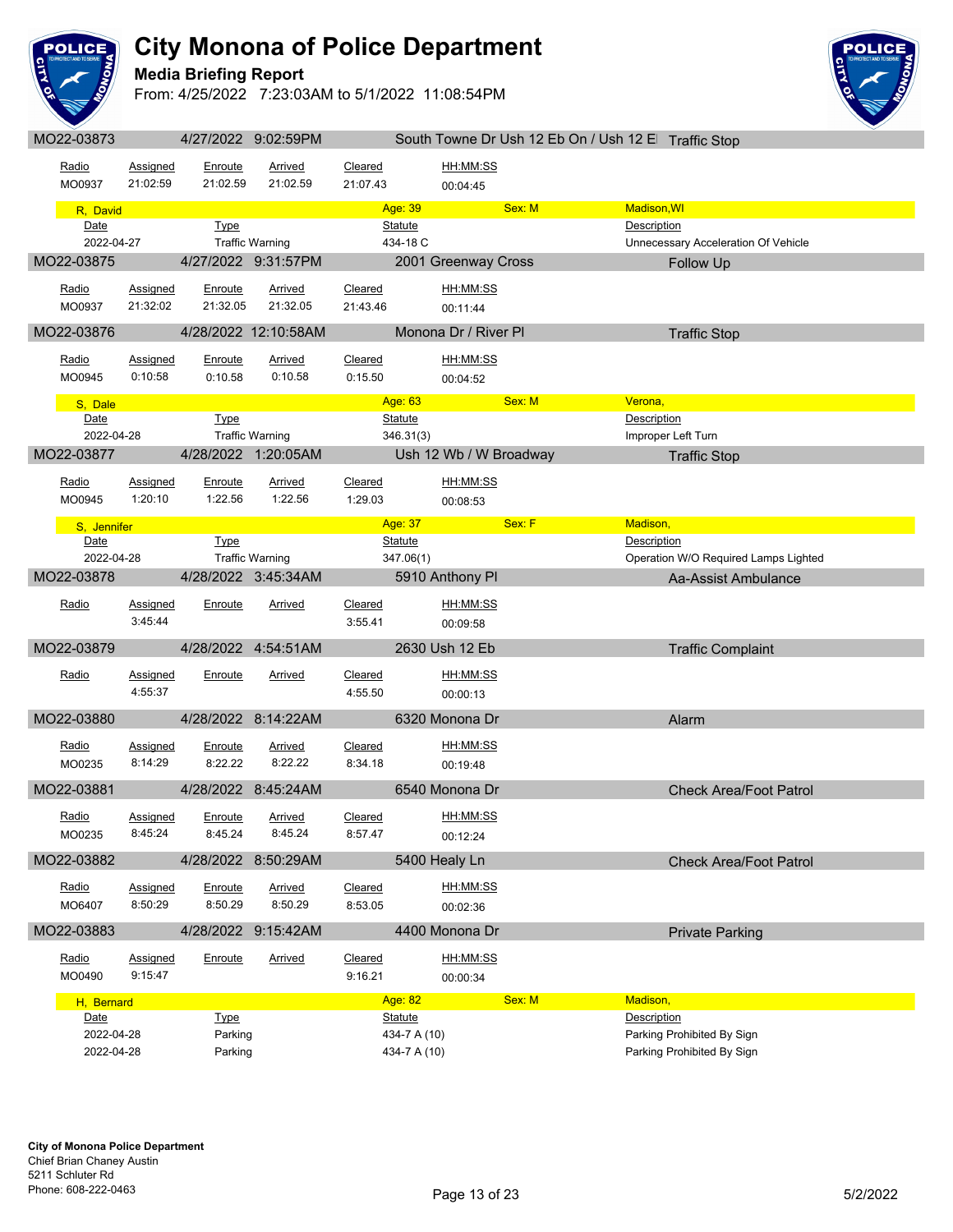# City Monona of Police Department

## Media Briefing Report

From: 4/25/2022 7:23:03AM to 5/1/2022 11:08:54PM

---

**MO22-03873** | 4/27/2022 9:02:59PM | South Towne Dr Ush 12 Eb On / Ush 12 El | Traffic Stop

| Radio | Assigned | Enroute | Arrived | Cleared | HH:MM:SS |
|---|---|---|---|---|---|
| MO0937 | 21:02:59 | 21:02.59 | 21:02.59 | 21:07.43 | 00:04:45 |

**R, David** — Age: 39 — Sex: M — Madison,WI

| Date | Type | Statute | Description |
|---|---|---|---|
| 2022-04-27 | Traffic Warning | 434-18 C | Unnecessary Acceleration Of Vehicle |

---

**MO22-03875** | 4/27/2022 9:31:57PM | 2001 Greenway Cross | Follow Up

| Radio | Assigned | Enroute | Arrived | Cleared | HH:MM:SS |
|---|---|---|---|---|---|
| MO0937 | 21:32:02 | 21:32.05 | 21:32.05 | 21:43.46 | 00:11:44 |

---

**MO22-03876** | 4/28/2022 12:10:58AM | Monona Dr / River Pl | Traffic Stop

| Radio | Assigned | Enroute | Arrived | Cleared | HH:MM:SS |
|---|---|---|---|---|---|
| MO0945 | 0:10:58 | 0:10.58 | 0:10.58 | 0:15.50 | 00:04:52 |

**S, Dale** — Age: 63 — Sex: M — Verona,

| Date | Type | Statute | Description |
|---|---|---|---|
| 2022-04-28 | Traffic Warning | 346.31(3) | Improper Left Turn |

---

**MO22-03877** | 4/28/2022 1:20:05AM | Ush 12 Wb / W Broadway | Traffic Stop

| Radio | Assigned | Enroute | Arrived | Cleared | HH:MM:SS |
|---|---|---|---|---|---|
| MO0945 | 1:20:10 | 1:22.56 | 1:22.56 | 1:29.03 | 00:08:53 |

**S, Jennifer** — Age: 37 — Sex: F — Madison,

| Date | Type | Statute | Description |
|---|---|---|---|
| 2022-04-28 | Traffic Warning | 347.06(1) | Operation W/O Required Lamps Lighted |

---

**MO22-03878** | 4/28/2022 3:45:34AM | 5910 Anthony Pl | Aa-Assist Ambulance

| Radio | Assigned | Enroute | Arrived | Cleared | HH:MM:SS |
|---|---|---|---|---|---|
| | 3:45:44 | | | 3:55.41 | 00:09:58 |

---

**MO22-03879** | 4/28/2022 4:54:51AM | 2630 Ush 12 Eb | Traffic Complaint

| Radio | Assigned | Enroute | Arrived | Cleared | HH:MM:SS |
|---|---|---|---|---|---|
| | 4:55:37 | | | 4:55.50 | 00:00:13 |

---

**MO22-03880** | 4/28/2022 8:14:22AM | 6320 Monona Dr | Alarm

| Radio | Assigned | Enroute | Arrived | Cleared | HH:MM:SS |
|---|---|---|---|---|---|
| MO0235 | 8:14:29 | 8:22.22 | 8:22.22 | 8:34.18 | 00:19:48 |

---

**MO22-03881** | 4/28/2022 8:45:24AM | 6540 Monona Dr | Check Area/Foot Patrol

| Radio | Assigned | Enroute | Arrived | Cleared | HH:MM:SS |
|---|---|---|---|---|---|
| MO0235 | 8:45:24 | 8:45.24 | 8:45.24 | 8:57.47 | 00:12:24 |

---

**MO22-03882** | 4/28/2022 8:50:29AM | 5400 Healy Ln | Check Area/Foot Patrol

| Radio | Assigned | Enroute | Arrived | Cleared | HH:MM:SS |
|---|---|---|---|---|---|
| MO6407 | 8:50:29 | 8:50.29 | 8:50.29 | 8:53.05 | 00:02:36 |

---

**MO22-03883** | 4/28/2022 9:15:42AM | 4400 Monona Dr | Private Parking

| Radio | Assigned | Enroute | Arrived | Cleared | HH:MM:SS |
|---|---|---|---|---|---|
| MO0490 | 9:15:47 | | | 9:16.21 | 00:00:34 |

**H, Bernard** — Age: 82 — Sex: M — Madison,

| Date | Type | Statute | Description |
|---|---|---|---|
| 2022-04-28 | Parking | 434-7 A (10) | Parking Prohibited By Sign |
| 2022-04-28 | Parking | 434-7 A (10) | Parking Prohibited By Sign |

---

**City of Monona Police Department**
Chief Brian Chaney Austin
5211 Schluter Rd
Phone: 608-222-0463

5/2/2022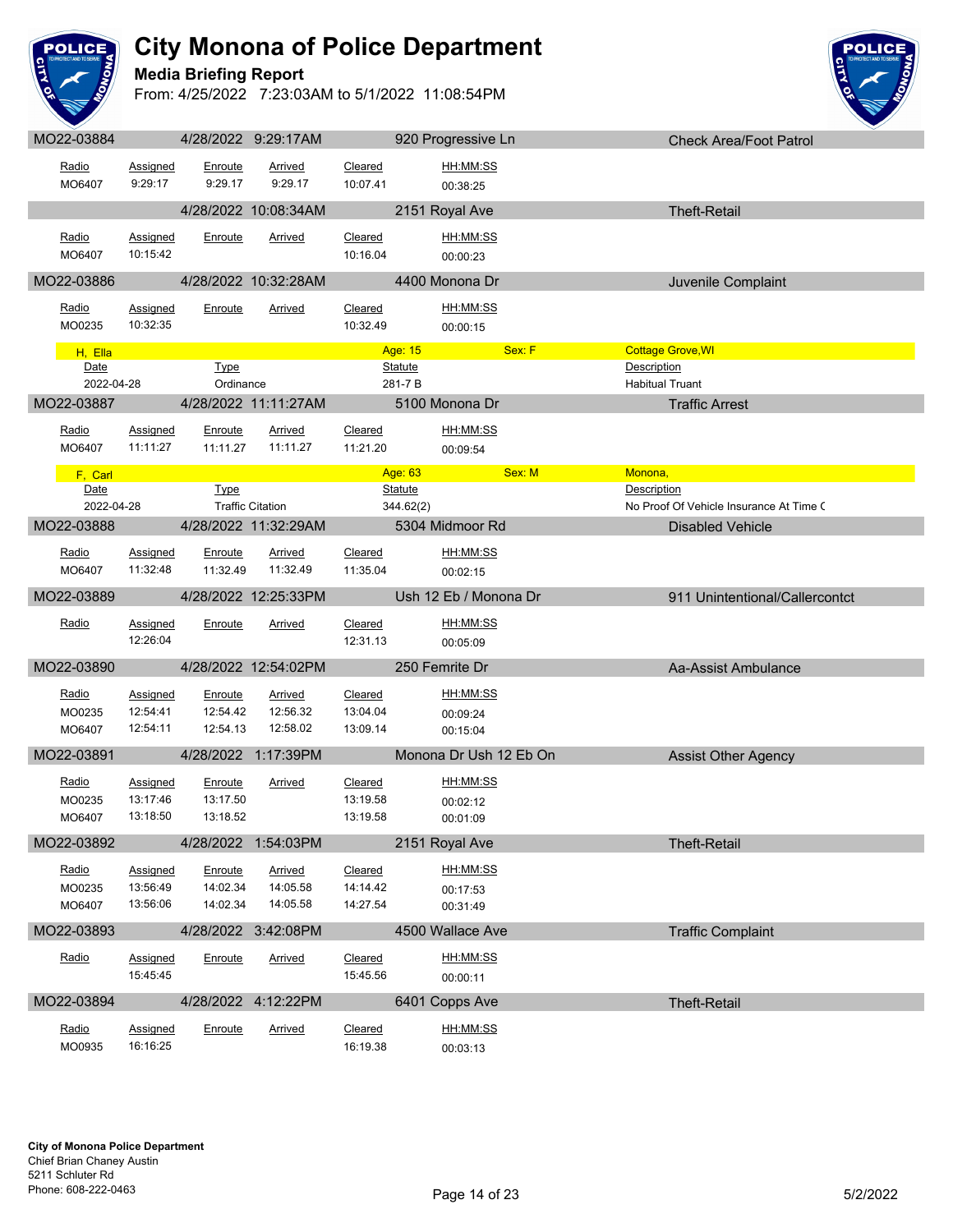# City Monona of Police Department

**Media Briefing Report**

From: 4/25/2022 7:23:03AM to 5/1/2022 11:08:54PM

---

**MO22-03884** | 4/28/2022 9:29:17AM | 920 Progressive Ln | Check Area/Foot Patrol

| Radio | Assigned | Enroute | Arrived | Cleared | HH:MM:SS |
|---|---|---|---|---|---|
| MO6407 | 9:29:17 | 9:29.17 | 9:29.17 | 10:07.41 | 00:38:25 |

---

4/28/2022 10:08:34AM | 2151 Royal Ave | Theft-Retail

| Radio | Assigned | Enroute | Arrived | Cleared | HH:MM:SS |
|---|---|---|---|---|---|
| MO6407 | 10:15:42 | | | 10:16.04 | 00:00:23 |

---

**MO22-03886** | 4/28/2022 10:32:28AM | 4400 Monona Dr | Juvenile Complaint

| Radio | Assigned | Enroute | Arrived | Cleared | HH:MM:SS |
|---|---|---|---|---|---|
| MO0235 | 10:32:35 | | | 10:32.49 | 00:00:15 |

H, Ella | Age: 15 | Sex: F | Cottage Grove,WI

| Date | Type | Statute | Description |
|---|---|---|---|
| 2022-04-28 | Ordinance | 281-7 B | Habitual Truant |

---

**MO22-03887** | 4/28/2022 11:11:27AM | 5100 Monona Dr | Traffic Arrest

| Radio | Assigned | Enroute | Arrived | Cleared | HH:MM:SS |
|---|---|---|---|---|---|
| MO6407 | 11:11:27 | 11:11.27 | 11:11.27 | 11:21.20 | 00:09:54 |

F, Carl | Age: 63 | Sex: M | Monona,

| Date | Type | Statute | Description |
|---|---|---|---|
| 2022-04-28 | Traffic Citation | 344.62(2) | No Proof Of Vehicle Insurance At Time ( |

---

**MO22-03888** | 4/28/2022 11:32:29AM | 5304 Midmoor Rd | Disabled Vehicle

| Radio | Assigned | Enroute | Arrived | Cleared | HH:MM:SS |
|---|---|---|---|---|---|
| MO6407 | 11:32:48 | 11:32.49 | 11:32.49 | 11:35.04 | 00:02:15 |

---

**MO22-03889** | 4/28/2022 12:25:33PM | Ush 12 Eb / Monona Dr | 911 Unintentional/Callercontct

| Radio | Assigned | Enroute | Arrived | Cleared | HH:MM:SS |
|---|---|---|---|---|---|
| | 12:26:04 | | | 12:31.13 | 00:05:09 |

---

**MO22-03890** | 4/28/2022 12:54:02PM | 250 Femrite Dr | Aa-Assist Ambulance

| Radio | Assigned | Enroute | Arrived | Cleared | HH:MM:SS |
|---|---|---|---|---|---|
| MO0235 | 12:54:41 | 12:54.42 | 12:56.32 | 13:04.04 | 00:09:24 |
| MO6407 | 12:54:11 | 12:54.13 | 12:58.02 | 13:09.14 | 00:15:04 |

---

**MO22-03891** | 4/28/2022 1:17:39PM | Monona Dr Ush 12 Eb On | Assist Other Agency

| Radio | Assigned | Enroute | Arrived | Cleared | HH:MM:SS |
|---|---|---|---|---|---|
| MO0235 | 13:17:46 | 13:17.50 | | 13:19.58 | 00:02:12 |
| MO6407 | 13:18:50 | 13:18.52 | | 13:19.58 | 00:01:09 |

---

**MO22-03892** | 4/28/2022 1:54:03PM | 2151 Royal Ave | Theft-Retail

| Radio | Assigned | Enroute | Arrived | Cleared | HH:MM:SS |
|---|---|---|---|---|---|
| MO0235 | 13:56:49 | 14:02.34 | 14:05.58 | 14:14.42 | 00:17:53 |
| MO6407 | 13:56:06 | 14:02.34 | 14:05.58 | 14:27.54 | 00:31:49 |

---

**MO22-03893** | 4/28/2022 3:42:08PM | 4500 Wallace Ave | Traffic Complaint

| Radio | Assigned | Enroute | Arrived | Cleared | HH:MM:SS |
|---|---|---|---|---|---|
| | 15:45:45 | | | 15:45.56 | 00:00:11 |

---

**MO22-03894** | 4/28/2022 4:12:22PM | 6401 Copps Ave | Theft-Retail

| Radio | Assigned | Enroute | Arrived | Cleared | HH:MM:SS |
|---|---|---|---|---|---|
| MO0935 | 16:16:25 | | | 16:19.38 | 00:03:13 |

---

**City of Monona Police Department**
Chief Brian Chaney Austin
5211 Schluter Rd
Phone: 608-222-0463

5/2/2022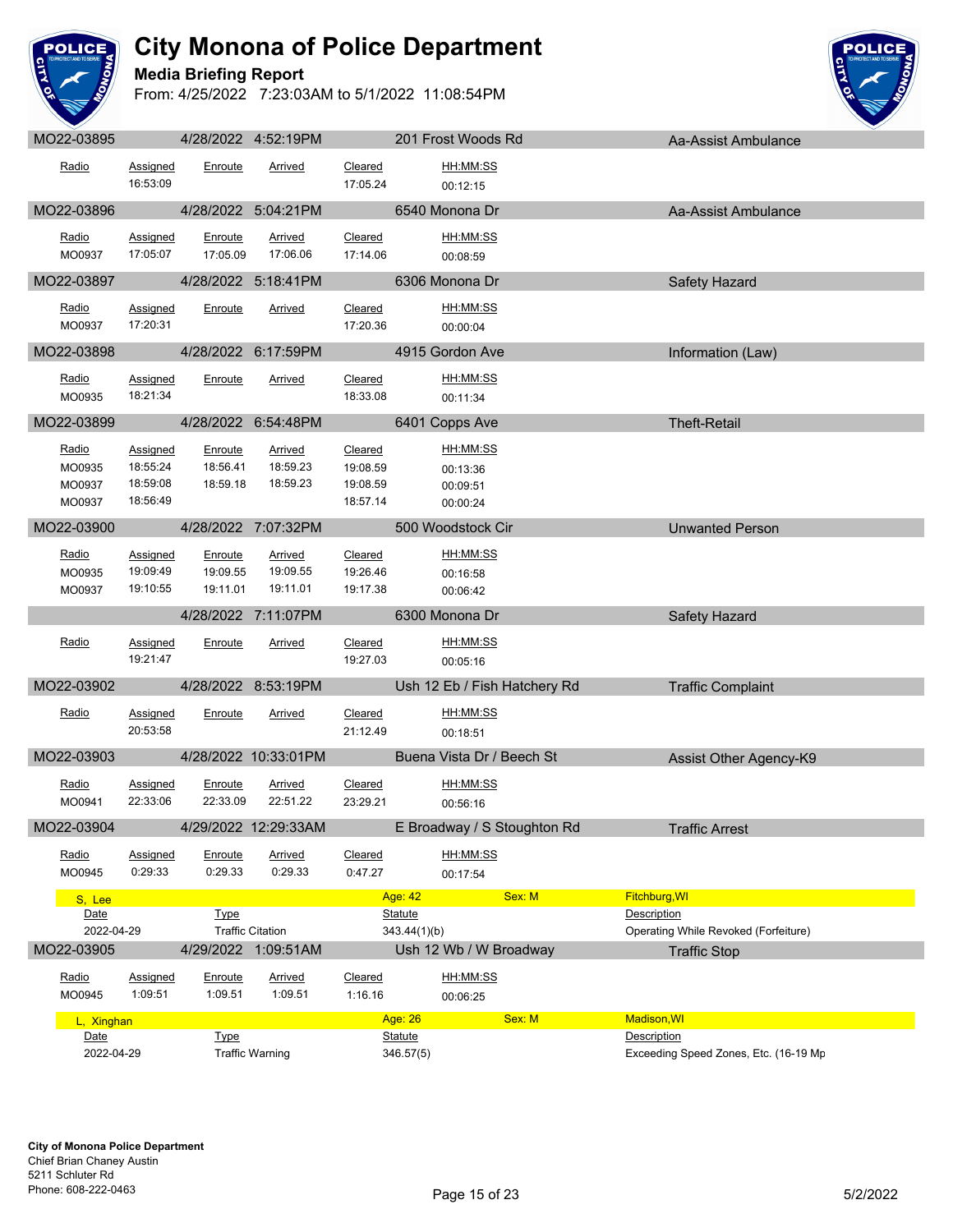# City Monona of Police Department

## Media Briefing Report

From: 4/25/2022 7:23:03AM to 5/1/2022 11:08:54PM

**MO22-03895** | 4/28/2022 4:52:19PM | 201 Frost Woods Rd | Aa-Assist Ambulance

| Radio | Assigned | Enroute | Arrived | Cleared | HH:MM:SS |
|---|---|---|---|---|---|
| | 16:53:09 | | | 17:05.24 | 00:12:15 |

**MO22-03896** | 4/28/2022 5:04:21PM | 6540 Monona Dr | Aa-Assist Ambulance

| Radio | Assigned | Enroute | Arrived | Cleared | HH:MM:SS |
|---|---|---|---|---|---|
| MO0937 | 17:05:07 | 17:05.09 | 17:06.06 | 17:14.06 | 00:08:59 |

**MO22-03897** | 4/28/2022 5:18:41PM | 6306 Monona Dr | Safety Hazard

| Radio | Assigned | Enroute | Arrived | Cleared | HH:MM:SS |
|---|---|---|---|---|---|
| MO0937 | 17:20:31 | | | 17:20.36 | 00:00:04 |

**MO22-03898** | 4/28/2022 6:17:59PM | 4915 Gordon Ave | Information (Law)

| Radio | Assigned | Enroute | Arrived | Cleared | HH:MM:SS |
|---|---|---|---|---|---|
| MO0935 | 18:21:34 | | | 18:33.08 | 00:11:34 |

**MO22-03899** | 4/28/2022 6:54:48PM | 6401 Copps Ave | Theft-Retail

| Radio | Assigned | Enroute | Arrived | Cleared | HH:MM:SS |
|---|---|---|---|---|---|
| MO0935 | 18:55:24 | 18:56.41 | 18:59.23 | 19:08.59 | 00:13:36 |
| MO0937 | 18:59:08 | 18:59.18 | 18:59.23 | 19:08.59 | 00:09:51 |
| MO0937 | 18:56:49 | | | 18:57.14 | 00:00:24 |

**MO22-03900** | 4/28/2022 7:07:32PM | 500 Woodstock Cir | Unwanted Person

| Radio | Assigned | Enroute | Arrived | Cleared | HH:MM:SS |
|---|---|---|---|---|---|
| MO0935 | 19:09:49 | 19:09.55 | 19:09.55 | 19:26.46 | 00:16:58 |
| MO0937 | 19:10:55 | 19:11.01 | 19:11.01 | 19:17.38 | 00:06:42 |

4/28/2022 7:11:07PM | 6300 Monona Dr | Safety Hazard

| Radio | Assigned | Enroute | Arrived | Cleared | HH:MM:SS |
|---|---|---|---|---|---|
| | 19:21:47 | | | 19:27.03 | 00:05:16 |

**MO22-03902** | 4/28/2022 8:53:19PM | Ush 12 Eb / Fish Hatchery Rd | Traffic Complaint

| Radio | Assigned | Enroute | Arrived | Cleared | HH:MM:SS |
|---|---|---|---|---|---|
| | 20:53:58 | | | 21:12.49 | 00:18:51 |

**MO22-03903** | 4/28/2022 10:33:01PM | Buena Vista Dr / Beech St | Assist Other Agency-K9

| Radio | Assigned | Enroute | Arrived | Cleared | HH:MM:SS |
|---|---|---|---|---|---|
| MO0941 | 22:33:06 | 22:33.09 | 22:51.22 | 23:29.21 | 00:56:16 |

**MO22-03904** | 4/29/2022 12:29:33AM | E Broadway / S Stoughton Rd | Traffic Arrest

| Radio | Assigned | Enroute | Arrived | Cleared | HH:MM:SS |
|---|---|---|---|---|---|
| MO0945 | 0:29:33 | 0:29.33 | 0:29.33 | 0:47.27 | 00:17:54 |

S, Lee | Age: 42 | Sex: M | Fitchburg,WI

| Date | Type | Statute | Description |
|---|---|---|---|
| 2022-04-29 | Traffic Citation | 343.44(1)(b) | Operating While Revoked (Forfeiture) |

**MO22-03905** | 4/29/2022 1:09:51AM | Ush 12 Wb / W Broadway | Traffic Stop

| Radio | Assigned | Enroute | Arrived | Cleared | HH:MM:SS |
|---|---|---|---|---|---|
| MO0945 | 1:09:51 | 1:09.51 | 1:09.51 | 1:16.16 | 00:06:25 |

L, Xinghan | Age: 26 | Sex: M | Madison,WI

| Date | Type | Statute | Description |
|---|---|---|---|
| 2022-04-29 | Traffic Warning | 346.57(5) | Exceeding Speed Zones, Etc. (16-19 Mp |

**City of Monona Police Department**
Chief Brian Chaney Austin
5211 Schluter Rd
Phone: 608-222-0463

5/2/2022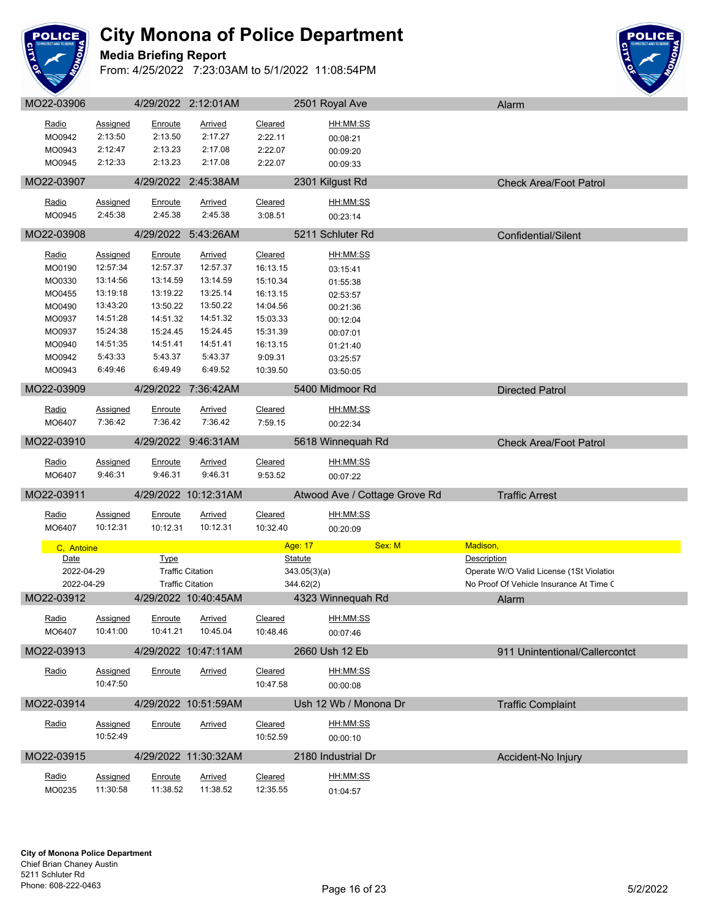# City Monona of Police Department

**Media Briefing Report**

From: 4/25/2022 7:23:03AM to 5/1/2022 11:08:54PM

## MO22-03906 — 4/29/2022 2:12:01AM — 2501 Royal Ave — Alarm

| Radio | Assigned | Enroute | Arrived | Cleared | HH:MM:SS |
|---|---|---|---|---|---|
| MO0942 | 2:13:50 | 2:13.50 | 2:17.27 | 2:22.11 | 00:08:21 |
| MO0943 | 2:12:47 | 2:13.23 | 2:17.08 | 2:22.07 | 00:09:20 |
| MO0945 | 2:12:33 | 2:13.23 | 2:17.08 | 2:22.07 | 00:09:33 |

## MO22-03907 — 4/29/2022 2:45:38AM — 2301 Kilgust Rd — Check Area/Foot Patrol

| Radio | Assigned | Enroute | Arrived | Cleared | HH:MM:SS |
|---|---|---|---|---|---|
| MO0945 | 2:45:38 | 2:45.38 | 2:45.38 | 3:08.51 | 00:23:14 |

## MO22-03908 — 4/29/2022 5:43:26AM — 5211 Schluter Rd — Confidential/Silent

| Radio | Assigned | Enroute | Arrived | Cleared | HH:MM:SS |
|---|---|---|---|---|---|
| MO0190 | 12:57:34 | 12:57.37 | 12:57.37 | 16:13.15 | 03:15:41 |
| MO0330 | 13:14:56 | 13:14.59 | 13:14.59 | 15:10.34 | 01:55:38 |
| MO0455 | 13:19:18 | 13:19.22 | 13:25.14 | 16:13.15 | 02:53:57 |
| MO0490 | 13:43:20 | 13:50.22 | 13:50.22 | 14:04.56 | 00:21:36 |
| MO0937 | 14:51:28 | 14:51.32 | 14:51.32 | 15:03.33 | 00:12:04 |
| MO0937 | 15:24:38 | 15:24.45 | 15:24.45 | 15:31.39 | 00:07:01 |
| MO0940 | 14:51:35 | 14:51.41 | 14:51.41 | 16:13.15 | 01:21:40 |
| MO0942 | 5:43:33 | 5:43.37 | 5:43.37 | 9:09.31 | 03:25:57 |
| MO0943 | 6:49:46 | 6:49.49 | 6:49.52 | 10:39.50 | 03:50:05 |

## MO22-03909 — 4/29/2022 7:36:42AM — 5400 Midmoor Rd — Directed Patrol

| Radio | Assigned | Enroute | Arrived | Cleared | HH:MM:SS |
|---|---|---|---|---|---|
| MO6407 | 7:36:42 | 7:36.42 | 7:36.42 | 7:59.15 | 00:22:34 |

## MO22-03910 — 4/29/2022 9:46:31AM — 5618 Winnequah Rd — Check Area/Foot Patrol

| Radio | Assigned | Enroute | Arrived | Cleared | HH:MM:SS |
|---|---|---|---|---|---|
| MO6407 | 9:46:31 | 9:46.31 | 9:46.31 | 9:53.52 | 00:07:22 |

## MO22-03911 — 4/29/2022 10:12:31AM — Atwood Ave / Cottage Grove Rd — Traffic Arrest

| Radio | Assigned | Enroute | Arrived | Cleared | HH:MM:SS |
|---|---|---|---|---|---|
| MO6407 | 10:12:31 | 10:12.31 | 10:12.31 | 10:32.40 | 00:20:09 |

**C, Antoine** — Age: 17 — Sex: M — Madison,

| Date | Type | Statute | Description |
|---|---|---|---|
| 2022-04-29 | Traffic Citation | 343.05(3)(a) | Operate W/O Valid License (1St Violatio |
| 2022-04-29 | Traffic Citation | 344.62(2) | No Proof Of Vehicle Insurance At Time C |

## MO22-03912 — 4/29/2022 10:40:45AM — 4323 Winnequah Rd — Alarm

| Radio | Assigned | Enroute | Arrived | Cleared | HH:MM:SS |
|---|---|---|---|---|---|
| MO6407 | 10:41:00 | 10:41.21 | 10:45.04 | 10:48.46 | 00:07:46 |

## MO22-03913 — 4/29/2022 10:47:11AM — 2660 Ush 12 Eb — 911 Unintentional/Callercontct

| Radio | Assigned | Enroute | Arrived | Cleared | HH:MM:SS |
|---|---|---|---|---|---|
| | 10:47:50 | | | 10:47.58 | 00:00:08 |

## MO22-03914 — 4/29/2022 10:51:59AM — Ush 12 Wb / Monona Dr — Traffic Complaint

| Radio | Assigned | Enroute | Arrived | Cleared | HH:MM:SS |
|---|---|---|---|---|---|
| | 10:52:49 | | | 10:52.59 | 00:00:10 |

## MO22-03915 — 4/29/2022 11:30:32AM — 2180 Industrial Dr — Accident-No Injury

| Radio | Assigned | Enroute | Arrived | Cleared | HH:MM:SS |
|---|---|---|---|---|---|
| MO0235 | 11:30:58 | 11:38.52 | 11:38.52 | 12:35.55 | 01:04:57 |

**City of Monona Police Department**
Chief Brian Chaney Austin
5211 Schluter Rd
Phone: 608-222-0463

5/2/2022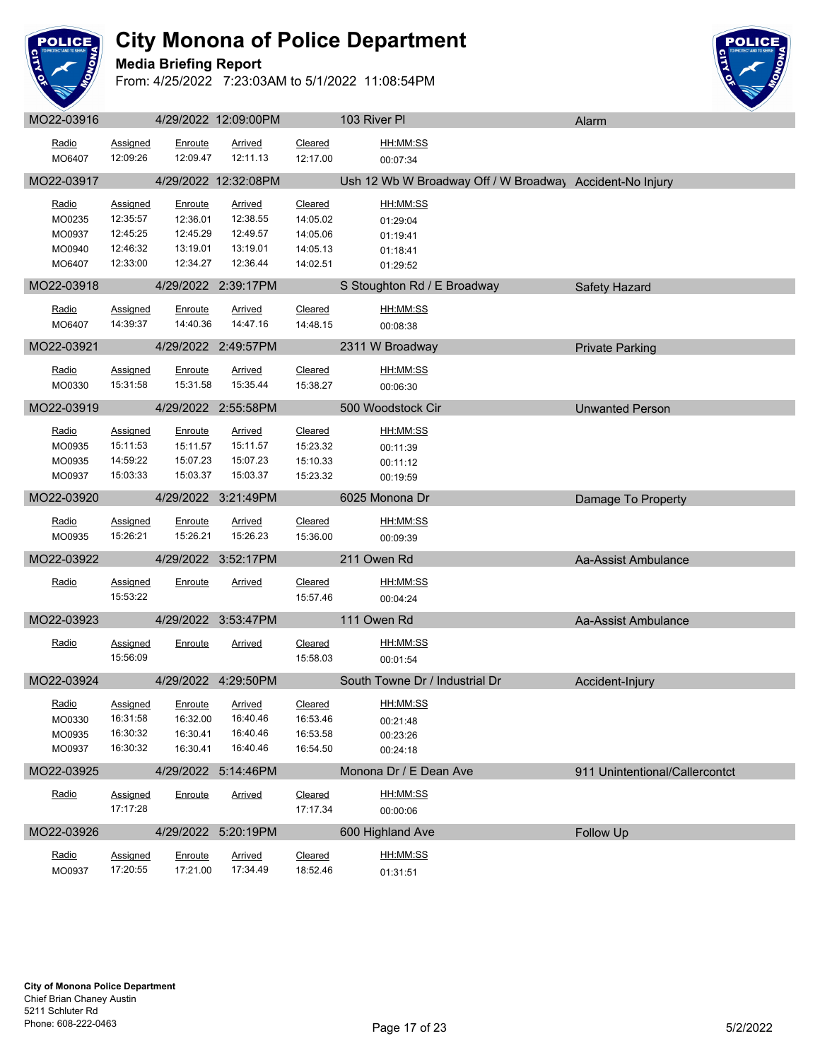# City Monona of Police Department

**Media Briefing Report**

From: 4/25/2022 7:23:03AM to 5/1/2022 11:08:54PM

## MO22-03916 — 4/29/2022 12:09:00PM — 103 River Pl — Alarm

| Radio | Assigned | Enroute | Arrived | Cleared | HH:MM:SS |
|---|---|---|---|---|---|
| MO6407 | 12:09:26 | 12:09.47 | 12:11.13 | 12:17.00 | 00:07:34 |

## MO22-03917 — 4/29/2022 12:32:08PM — Ush 12 Wb W Broadway Off / W Broadway — Accident-No Injury

| Radio | Assigned | Enroute | Arrived | Cleared | HH:MM:SS |
|---|---|---|---|---|---|
| MO0235 | 12:35:57 | 12:36.01 | 12:38.55 | 14:05.02 | 01:29:04 |
| MO0937 | 12:45:25 | 12:45.29 | 12:49.57 | 14:05.06 | 01:19:41 |
| MO0940 | 12:46:32 | 13:19.01 | 13:19.01 | 14:05.13 | 01:18:41 |
| MO6407 | 12:33:00 | 12:34.27 | 12:36.44 | 14:02.51 | 01:29:52 |

## MO22-03918 — 4/29/2022 2:39:17PM — S Stoughton Rd / E Broadway — Safety Hazard

| Radio | Assigned | Enroute | Arrived | Cleared | HH:MM:SS |
|---|---|---|---|---|---|
| MO6407 | 14:39:37 | 14:40.36 | 14:47.16 | 14:48.15 | 00:08:38 |

## MO22-03921 — 4/29/2022 2:49:57PM — 2311 W Broadway — Private Parking

| Radio | Assigned | Enroute | Arrived | Cleared | HH:MM:SS |
|---|---|---|---|---|---|
| MO0330 | 15:31:58 | 15:31.58 | 15:35.44 | 15:38.27 | 00:06:30 |

## MO22-03919 — 4/29/2022 2:55:58PM — 500 Woodstock Cir — Unwanted Person

| Radio | Assigned | Enroute | Arrived | Cleared | HH:MM:SS |
|---|---|---|---|---|---|
| MO0935 | 15:11:53 | 15:11.57 | 15:11.57 | 15:23.32 | 00:11:39 |
| MO0935 | 14:59:22 | 15:07.23 | 15:07.23 | 15:10.33 | 00:11:12 |
| MO0937 | 15:03:33 | 15:03.37 | 15:03.37 | 15:23.32 | 00:19:59 |

## MO22-03920 — 4/29/2022 3:21:49PM — 6025 Monona Dr — Damage To Property

| Radio | Assigned | Enroute | Arrived | Cleared | HH:MM:SS |
|---|---|---|---|---|---|
| MO0935 | 15:26:21 | 15:26.21 | 15:26.23 | 15:36.00 | 00:09:39 |

## MO22-03922 — 4/29/2022 3:52:17PM — 211 Owen Rd — Aa-Assist Ambulance

| Radio | Assigned | Enroute | Arrived | Cleared | HH:MM:SS |
|---|---|---|---|---|---|
| | 15:53:22 | | | 15:57.46 | 00:04:24 |

## MO22-03923 — 4/29/2022 3:53:47PM — 111 Owen Rd — Aa-Assist Ambulance

| Radio | Assigned | Enroute | Arrived | Cleared | HH:MM:SS |
|---|---|---|---|---|---|
| | 15:56:09 | | | 15:58.03 | 00:01:54 |

## MO22-03924 — 4/29/2022 4:29:50PM — South Towne Dr / Industrial Dr — Accident-Injury

| Radio | Assigned | Enroute | Arrived | Cleared | HH:MM:SS |
|---|---|---|---|---|---|
| MO0330 | 16:31:58 | 16:32.00 | 16:40.46 | 16:53.46 | 00:21:48 |
| MO0935 | 16:30:32 | 16:30.41 | 16:40.46 | 16:53.58 | 00:23:26 |
| MO0937 | 16:30:32 | 16:30.41 | 16:40.46 | 16:54.50 | 00:24:18 |

## MO22-03925 — 4/29/2022 5:14:46PM — Monona Dr / E Dean Ave — 911 Unintentional/Callercontct

| Radio | Assigned | Enroute | Arrived | Cleared | HH:MM:SS |
|---|---|---|---|---|---|
| | 17:17:28 | | | 17:17.34 | 00:00:06 |

## MO22-03926 — 4/29/2022 5:20:19PM — 600 Highland Ave — Follow Up

| Radio | Assigned | Enroute | Arrived | Cleared | HH:MM:SS |
|---|---|---|---|---|---|
| MO0937 | 17:20:55 | 17:21.00 | 17:34.49 | 18:52.46 | 01:31:51 |

**City of Monona Police Department**
Chief Brian Chaney Austin
5211 Schluter Rd
Phone: 608-222-0463

5/2/2022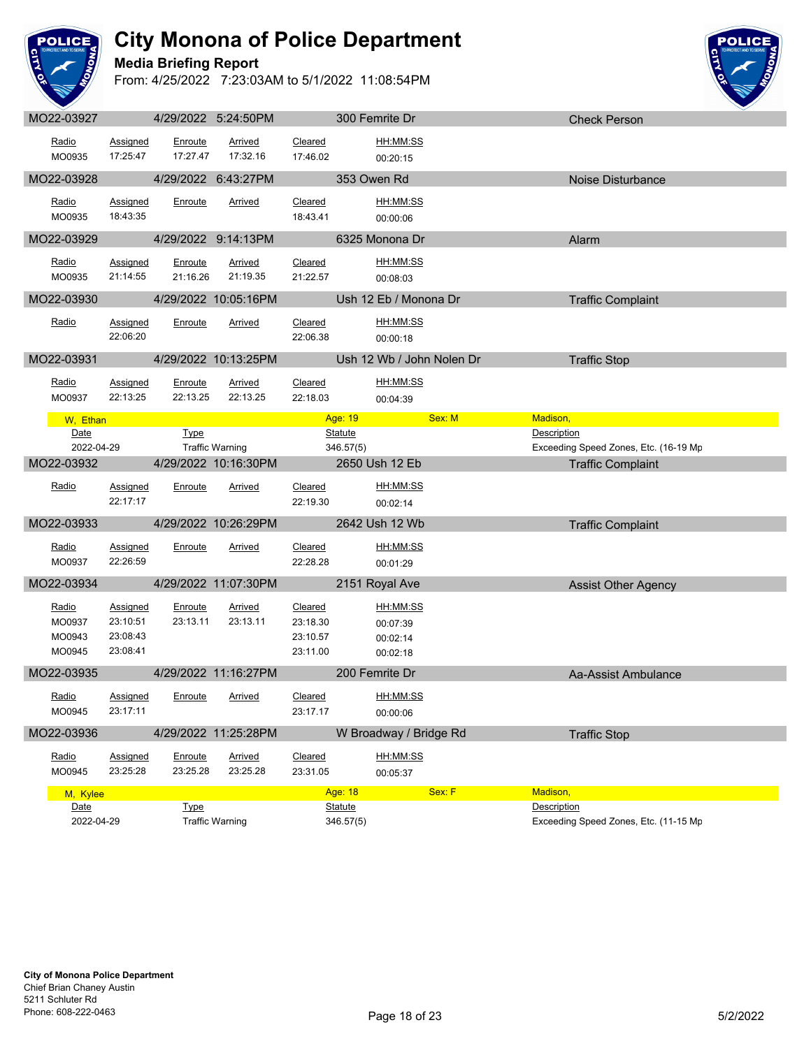# City Monona of Police Department

**Media Briefing Report**

From: 4/25/2022 7:23:03AM to 5/1/2022 11:08:54PM

| MO22-03927 | 4/29/2022 5:24:50PM | 300 Femrite Dr | Check Person |
|---|---|---|---|

| Radio | Assigned | Enroute | Arrived | Cleared | HH:MM:SS |
|---|---|---|---|---|---|
| MO0935 | 17:25:47 | 17:27.47 | 17:32.16 | 17:46.02 | 00:20:15 |

| MO22-03928 | 4/29/2022 6:43:27PM | 353 Owen Rd | Noise Disturbance |
|---|---|---|---|

| Radio | Assigned | Enroute | Arrived | Cleared | HH:MM:SS |
|---|---|---|---|---|---|
| MO0935 | 18:43:35 | | | 18:43.41 | 00:00:06 |

| MO22-03929 | 4/29/2022 9:14:13PM | 6325 Monona Dr | Alarm |
|---|---|---|---|

| Radio | Assigned | Enroute | Arrived | Cleared | HH:MM:SS |
|---|---|---|---|---|---|
| MO0935 | 21:14:55 | 21:16.26 | 21:19.35 | 21:22.57 | 00:08:03 |

| MO22-03930 | 4/29/2022 10:05:16PM | Ush 12 Eb / Monona Dr | Traffic Complaint |
|---|---|---|---|

| Radio | Assigned | Enroute | Arrived | Cleared | HH:MM:SS |
|---|---|---|---|---|---|
| | 22:06:20 | | | 22:06.38 | 00:00:18 |

| MO22-03931 | 4/29/2022 10:13:25PM | Ush 12 Wb / John Nolen Dr | Traffic Stop |
|---|---|---|---|

| Radio | Assigned | Enroute | Arrived | Cleared | HH:MM:SS |
|---|---|---|---|---|---|
| MO0937 | 22:13:25 | 22:13.25 | 22:13.25 | 22:18.03 | 00:04:39 |

| W, Ethan | | Age: 19 | Sex: M | Madison, |
|---|---|---|---|---|
| **Date** | **Type** | **Statute** | | **Description** |
| 2022-04-29 | Traffic Warning | 346.57(5) | | Exceeding Speed Zones, Etc. (16-19 Mp |

| MO22-03932 | 4/29/2022 10:16:30PM | 2650 Ush 12 Eb | Traffic Complaint |
|---|---|---|---|

| Radio | Assigned | Enroute | Arrived | Cleared | HH:MM:SS |
|---|---|---|---|---|---|
| | 22:17:17 | | | 22:19.30 | 00:02:14 |

| MO22-03933 | 4/29/2022 10:26:29PM | 2642 Ush 12 Wb | Traffic Complaint |
|---|---|---|---|

| Radio | Assigned | Enroute | Arrived | Cleared | HH:MM:SS |
|---|---|---|---|---|---|
| MO0937 | 22:26:59 | | | 22:28.28 | 00:01:29 |

| MO22-03934 | 4/29/2022 11:07:30PM | 2151 Royal Ave | Assist Other Agency |
|---|---|---|---|

| Radio | Assigned | Enroute | Arrived | Cleared | HH:MM:SS |
|---|---|---|---|---|---|
| MO0937 | 23:10:51 | 23:13.11 | 23:13.11 | 23:18.30 | 00:07:39 |
| MO0943 | 23:08:43 | | | 23:10.57 | 00:02:14 |
| MO0945 | 23:08:41 | | | 23:11.00 | 00:02:18 |

| MO22-03935 | 4/29/2022 11:16:27PM | 200 Femrite Dr | Aa-Assist Ambulance |
|---|---|---|---|

| Radio | Assigned | Enroute | Arrived | Cleared | HH:MM:SS |
|---|---|---|---|---|---|
| MO0945 | 23:17:11 | | | 23:17.17 | 00:00:06 |

| MO22-03936 | 4/29/2022 11:25:28PM | W Broadway / Bridge Rd | Traffic Stop |
|---|---|---|---|

| Radio | Assigned | Enroute | Arrived | Cleared | HH:MM:SS |
|---|---|---|---|---|---|
| MO0945 | 23:25:28 | 23:25.28 | 23:25.28 | 23:31.05 | 00:05:37 |

| M, Kylee | | Age: 18 | Sex: F | Madison, |
|---|---|---|---|---|
| **Date** | **Type** | **Statute** | | **Description** |
| 2022-04-29 | Traffic Warning | 346.57(5) | | Exceeding Speed Zones, Etc. (11-15 Mp |

**City of Monona Police Department**
Chief Brian Chaney Austin
5211 Schluter Rd
Phone: 608-222-0463

5/2/2022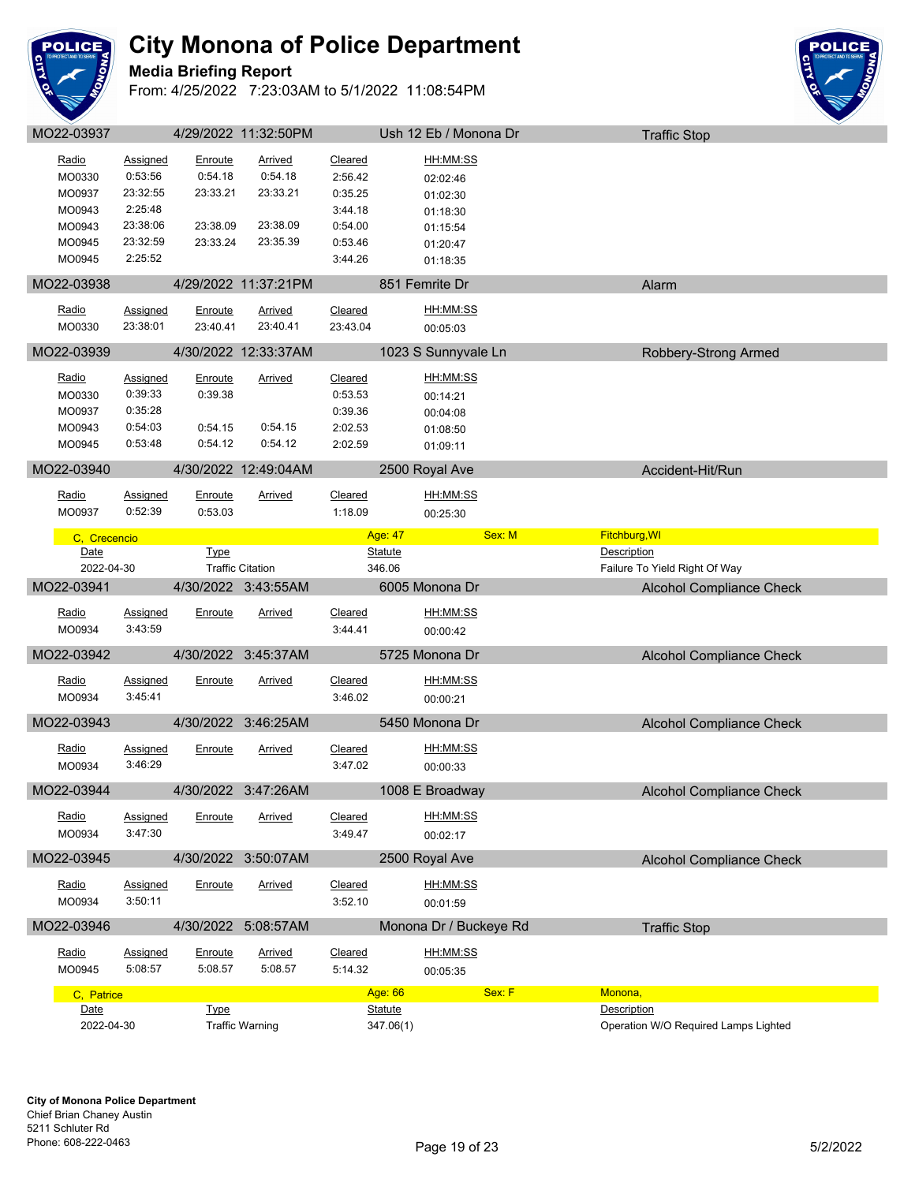# City Monona of Police Department

**Media Briefing Report**

From: 4/25/2022 7:23:03AM to 5/1/2022 11:08:54PM

## MO22-03937 — 4/29/2022 11:32:50PM — Ush 12 Eb / Monona Dr — Traffic Stop

| Radio | Assigned | Enroute | Arrived | Cleared | HH:MM:SS |
|---|---|---|---|---|---|
| MO0330 | 0:53:56 | 0:54.18 | 0:54.18 | 2:56.42 | 02:02:46 |
| MO0937 | 23:32:55 | 23:33.21 | 23:33.21 | 0:35.25 | 01:02:30 |
| MO0943 | 2:25:48 | | | 3:44.18 | 01:18:30 |
| MO0943 | 23:38:06 | 23:38.09 | 23:38.09 | 0:54.00 | 01:15:54 |
| MO0945 | 23:32:59 | 23:33.24 | 23:35.39 | 0:53.46 | 01:20:47 |
| MO0945 | 2:25:52 | | | 3:44.26 | 01:18:35 |

## MO22-03938 — 4/29/2022 11:37:21PM — 851 Femrite Dr — Alarm

| Radio | Assigned | Enroute | Arrived | Cleared | HH:MM:SS |
|---|---|---|---|---|---|
| MO0330 | 23:38:01 | 23:40.41 | 23:40.41 | 23:43.04 | 00:05:03 |

## MO22-03939 — 4/30/2022 12:33:37AM — 1023 S Sunnyvale Ln — Robbery-Strong Armed

| Radio | Assigned | Enroute | Arrived | Cleared | HH:MM:SS |
|---|---|---|---|---|---|
| MO0330 | 0:39:33 | 0:39.38 | | 0:53.53 | 00:14:21 |
| MO0937 | 0:35:28 | | | 0:39.36 | 00:04:08 |
| MO0943 | 0:54:03 | 0:54.15 | 0:54.15 | 2:02.53 | 01:08:50 |
| MO0945 | 0:53:48 | 0:54.12 | 0:54.12 | 2:02.59 | 01:09:11 |

## MO22-03940 — 4/30/2022 12:49:04AM — 2500 Royal Ave — Accident-Hit/Run

| Radio | Assigned | Enroute | Arrived | Cleared | HH:MM:SS |
|---|---|---|---|---|---|
| MO0937 | 0:52:39 | 0:53.03 | | 1:18.09 | 00:25:30 |

**C, Crecencio** — Age: 47 — Sex: M — Fitchburg,WI

| Date | Type | Statute | Description |
|---|---|---|---|
| 2022-04-30 | Traffic Citation | 346.06 | Failure To Yield Right Of Way |

## MO22-03941 — 4/30/2022 3:43:55AM — 6005 Monona Dr — Alcohol Compliance Check

| Radio | Assigned | Enroute | Arrived | Cleared | HH:MM:SS |
|---|---|---|---|---|---|
| MO0934 | 3:43:59 | | | 3:44.41 | 00:00:42 |

## MO22-03942 — 4/30/2022 3:45:37AM — 5725 Monona Dr — Alcohol Compliance Check

| Radio | Assigned | Enroute | Arrived | Cleared | HH:MM:SS |
|---|---|---|---|---|---|
| MO0934 | 3:45:41 | | | 3:46.02 | 00:00:21 |

## MO22-03943 — 4/30/2022 3:46:25AM — 5450 Monona Dr — Alcohol Compliance Check

| Radio | Assigned | Enroute | Arrived | Cleared | HH:MM:SS |
|---|---|---|---|---|---|
| MO0934 | 3:46:29 | | | 3:47.02 | 00:00:33 |

## MO22-03944 — 4/30/2022 3:47:26AM — 1008 E Broadway — Alcohol Compliance Check

| Radio | Assigned | Enroute | Arrived | Cleared | HH:MM:SS |
|---|---|---|---|---|---|
| MO0934 | 3:47:30 | | | 3:49.47 | 00:02:17 |

## MO22-03945 — 4/30/2022 3:50:07AM — 2500 Royal Ave — Alcohol Compliance Check

| Radio | Assigned | Enroute | Arrived | Cleared | HH:MM:SS |
|---|---|---|---|---|---|
| MO0934 | 3:50:11 | | | 3:52.10 | 00:01:59 |

## MO22-03946 — 4/30/2022 5:08:57AM — Monona Dr / Buckeye Rd — Traffic Stop

| Radio | Assigned | Enroute | Arrived | Cleared | HH:MM:SS |
|---|---|---|---|---|---|
| MO0945 | 5:08:57 | 5:08.57 | 5:08.57 | 5:14.32 | 00:05:35 |

**C, Patrice** — Age: 66 — Sex: F — Monona,

| Date | Type | Statute | Description |
|---|---|---|---|
| 2022-04-30 | Traffic Warning | 347.06(1) | Operation W/O Required Lamps Lighted |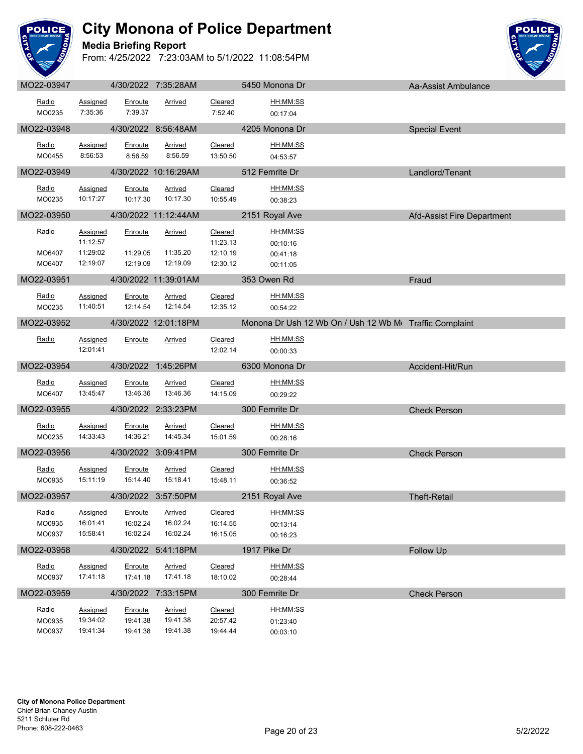# City Monona of Police Department

**Media Briefing Report**

From: 4/25/2022 7:23:03AM to 5/1/2022 11:08:54PM

## MO22-03947 | 4/30/2022 7:35:28AM | 5450 Monona Dr | Aa-Assist Ambulance

| Radio | Assigned | Enroute | Arrived | Cleared | HH:MM:SS |
|---|---|---|---|---|---|
| MO0235 | 7:35:36 | 7:39.37 | | 7:52.40 | 00:17:04 |

## MO22-03948 | 4/30/2022 8:56:48AM | 4205 Monona Dr | Special Event

| Radio | Assigned | Enroute | Arrived | Cleared | HH:MM:SS |
|---|---|---|---|---|---|
| MO0455 | 8:56:53 | 8:56.59 | 8:56.59 | 13:50.50 | 04:53:57 |

## MO22-03949 | 4/30/2022 10:16:29AM | 512 Femrite Dr | Landlord/Tenant

| Radio | Assigned | Enroute | Arrived | Cleared | HH:MM:SS |
|---|---|---|---|---|---|
| MO0235 | 10:17:27 | 10:17.30 | 10:17.30 | 10:55.49 | 00:38:23 |

## MO22-03950 | 4/30/2022 11:12:44AM | 2151 Royal Ave | Afd-Assist Fire Department

| Radio | Assigned | Enroute | Arrived | Cleared | HH:MM:SS |
|---|---|---|---|---|---|
| | 11:12:57 | | | 11:23.13 | 00:10:16 |
| MO6407 | 11:29:02 | 11:29.05 | 11:35.20 | 12:10.19 | 00:41:18 |
| MO6407 | 12:19:07 | 12:19.09 | 12:19.09 | 12:30.12 | 00:11:05 |

## MO22-03951 | 4/30/2022 11:39:01AM | 353 Owen Rd | Fraud

| Radio | Assigned | Enroute | Arrived | Cleared | HH:MM:SS |
|---|---|---|---|---|---|
| MO0235 | 11:40:51 | 12:14.54 | 12:14.54 | 12:35.12 | 00:54:22 |

## MO22-03952 | 4/30/2022 12:01:18PM | Monona Dr Ush 12 Wb On / Ush 12 Wb M | Traffic Complaint

| Radio | Assigned | Enroute | Arrived | Cleared | HH:MM:SS |
|---|---|---|---|---|---|
| | 12:01:41 | | | 12:02.14 | 00:00:33 |

## MO22-03954 | 4/30/2022 1:45:26PM | 6300 Monona Dr | Accident-Hit/Run

| Radio | Assigned | Enroute | Arrived | Cleared | HH:MM:SS |
|---|---|---|---|---|---|
| MO6407 | 13:45:47 | 13:46.36 | 13:46.36 | 14:15.09 | 00:29:22 |

## MO22-03955 | 4/30/2022 2:33:23PM | 300 Femrite Dr | Check Person

| Radio | Assigned | Enroute | Arrived | Cleared | HH:MM:SS |
|---|---|---|---|---|---|
| MO0235 | 14:33:43 | 14:36.21 | 14:45.34 | 15:01.59 | 00:28:16 |

## MO22-03956 | 4/30/2022 3:09:41PM | 300 Femrite Dr | Check Person

| Radio | Assigned | Enroute | Arrived | Cleared | HH:MM:SS |
|---|---|---|---|---|---|
| MO0935 | 15:11:19 | 15:14.40 | 15:18.41 | 15:48.11 | 00:36:52 |

## MO22-03957 | 4/30/2022 3:57:50PM | 2151 Royal Ave | Theft-Retail

| Radio | Assigned | Enroute | Arrived | Cleared | HH:MM:SS |
|---|---|---|---|---|---|
| MO0935 | 16:01:41 | 16:02.24 | 16:02.24 | 16:14.55 | 00:13:14 |
| MO0937 | 15:58:41 | 16:02.24 | 16:02.24 | 16:15.05 | 00:16:23 |

## MO22-03958 | 4/30/2022 5:41:18PM | 1917 Pike Dr | Follow Up

| Radio | Assigned | Enroute | Arrived | Cleared | HH:MM:SS |
|---|---|---|---|---|---|
| MO0937 | 17:41:18 | 17:41.18 | 17:41.18 | 18:10.02 | 00:28:44 |

## MO22-03959 | 4/30/2022 7:33:15PM | 300 Femrite Dr | Check Person

| Radio | Assigned | Enroute | Arrived | Cleared | HH:MM:SS |
|---|---|---|---|---|---|
| MO0935 | 19:34:02 | 19:41.38 | 19:41.38 | 20:57.42 | 01:23:40 |
| MO0937 | 19:41:34 | 19:41.38 | 19:41.38 | 19:44.44 | 00:03:10 |

**City of Monona Police Department**
Chief Brian Chaney Austin
5211 Schluter Rd
Phone: 608-222-0463

5/2/2022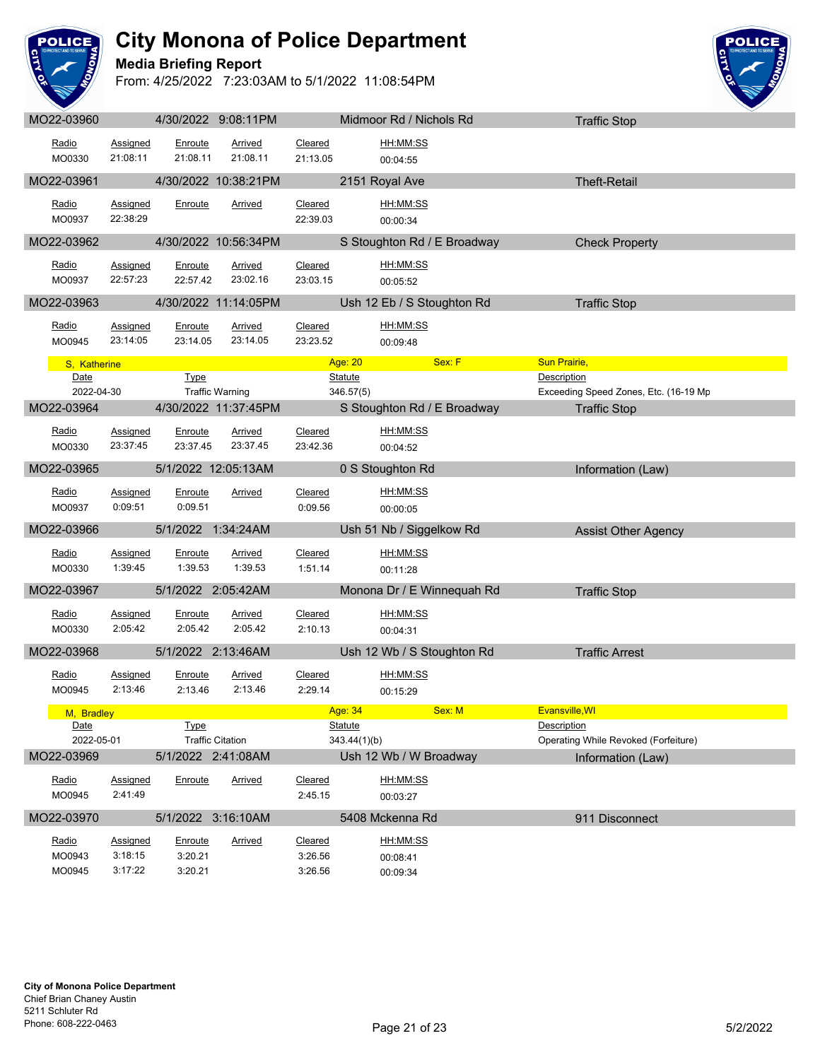# City Monona of Police Department

**Media Briefing Report**

From: 4/25/2022 7:23:03AM to 5/1/2022 11:08:54PM

**MO22-03960** | 4/30/2022 9:08:11PM | Midmoor Rd / Nichols Rd | Traffic Stop

| Radio | Assigned | Enroute | Arrived | Cleared | HH:MM:SS |
|---|---|---|---|---|---|
| MO0330 | 21:08:11 | 21:08.11 | 21:08.11 | 21:13.05 | 00:04:55 |

**MO22-03961** | 4/30/2022 10:38:21PM | 2151 Royal Ave | Theft-Retail

| Radio | Assigned | Enroute | Arrived | Cleared | HH:MM:SS |
|---|---|---|---|---|---|
| MO0937 | 22:38:29 | | | 22:39.03 | 00:00:34 |

**MO22-03962** | 4/30/2022 10:56:34PM | S Stoughton Rd / E Broadway | Check Property

| Radio | Assigned | Enroute | Arrived | Cleared | HH:MM:SS |
|---|---|---|---|---|---|
| MO0937 | 22:57:23 | 22:57.42 | 23:02.16 | 23:03.15 | 00:05:52 |

**MO22-03963** | 4/30/2022 11:14:05PM | Ush 12 Eb / S Stoughton Rd | Traffic Stop

| Radio | Assigned | Enroute | Arrived | Cleared | HH:MM:SS |
|---|---|---|---|---|---|
| MO0945 | 23:14:05 | 23:14.05 | 23:14.05 | 23:23.52 | 00:09:48 |

S, Katherine | Age: 20 | Sex: F | Sun Prairie,

| Date | Type | Statute | Description |
|---|---|---|---|
| 2022-04-30 | Traffic Warning | 346.57(5) | Exceeding Speed Zones, Etc. (16-19 Mp |

**MO22-03964** | 4/30/2022 11:37:45PM | S Stoughton Rd / E Broadway | Traffic Stop

| Radio | Assigned | Enroute | Arrived | Cleared | HH:MM:SS |
|---|---|---|---|---|---|
| MO0330 | 23:37:45 | 23:37.45 | 23:37.45 | 23:42.36 | 00:04:52 |

**MO22-03965** | 5/1/2022 12:05:13AM | 0 S Stoughton Rd | Information (Law)

| Radio | Assigned | Enroute | Arrived | Cleared | HH:MM:SS |
|---|---|---|---|---|---|
| MO0937 | 0:09:51 | 0:09.51 | | 0:09.56 | 00:00:05 |

**MO22-03966** | 5/1/2022 1:34:24AM | Ush 51 Nb / Siggelkow Rd | Assist Other Agency

| Radio | Assigned | Enroute | Arrived | Cleared | HH:MM:SS |
|---|---|---|---|---|---|
| MO0330 | 1:39:45 | 1:39.53 | 1:39.53 | 1:51.14 | 00:11:28 |

**MO22-03967** | 5/1/2022 2:05:42AM | Monona Dr / E Winnequah Rd | Traffic Stop

| Radio | Assigned | Enroute | Arrived | Cleared | HH:MM:SS |
|---|---|---|---|---|---|
| MO0330 | 2:05:42 | 2:05.42 | 2:05.42 | 2:10.13 | 00:04:31 |

**MO22-03968** | 5/1/2022 2:13:46AM | Ush 12 Wb / S Stoughton Rd | Traffic Arrest

| Radio | Assigned | Enroute | Arrived | Cleared | HH:MM:SS |
|---|---|---|---|---|---|
| MO0945 | 2:13:46 | 2:13.46 | 2:13.46 | 2:29.14 | 00:15:29 |

M, Bradley | Age: 34 | Sex: M | Evansville,WI

| Date | Type | Statute | Description |
|---|---|---|---|
| 2022-05-01 | Traffic Citation | 343.44(1)(b) | Operating While Revoked (Forfeiture) |

**MO22-03969** | 5/1/2022 2:41:08AM | Ush 12 Wb / W Broadway | Information (Law)

| Radio | Assigned | Enroute | Arrived | Cleared | HH:MM:SS |
|---|---|---|---|---|---|
| MO0945 | 2:41:49 | | | 2:45.15 | 00:03:27 |

**MO22-03970** | 5/1/2022 3:16:10AM | 5408 Mckenna Rd | 911 Disconnect

| Radio | Assigned | Enroute | Arrived | Cleared | HH:MM:SS |
|---|---|---|---|---|---|
| MO0943 | 3:18:15 | 3:20.21 | | 3:26.56 | 00:08:41 |
| MO0945 | 3:17:22 | 3:20.21 | | 3:26.56 | 00:09:34 |

**City of Monona Police Department**
Chief Brian Chaney Austin
5211 Schluter Rd
Phone: 608-222-0463

5/2/2022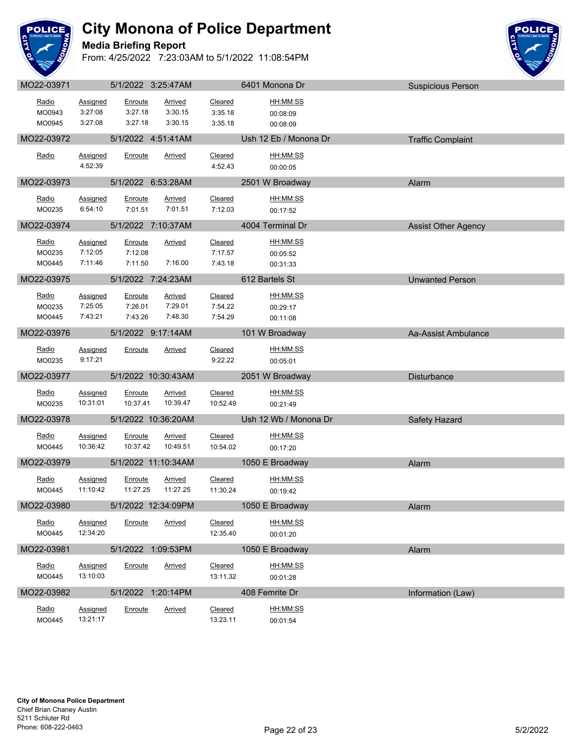# City Monona of Police Department

**Media Briefing Report**

From: 4/25/2022 7:23:03AM to 5/1/2022 11:08:54PM

| MO22-03971 | 5/1/2022 3:25:47AM | | | | 6401 Monona Dr | Suspicious Person |
|---|---|---|---|---|---|---|
| Radio | Assigned | Enroute | Arrived | Cleared | HH:MM:SS | |
| MO0943 | 3:27:08 | 3:27.18 | 3:30.15 | 3:35.18 | 00:08:09 | |
| MO0945 | 3:27:08 | 3:27.18 | 3:30.15 | 3:35.18 | 00:08:09 | |
| **MO22-03972** | **5/1/2022 4:51:41AM** | | | | **Ush 12 Eb / Monona Dr** | **Traffic Complaint** |
| Radio | Assigned | Enroute | Arrived | Cleared | HH:MM:SS | |
| | 4:52:39 | | | 4:52.43 | 00:00:05 | |
| **MO22-03973** | **5/1/2022 6:53:28AM** | | | | **2501 W Broadway** | **Alarm** |
| Radio | Assigned | Enroute | Arrived | Cleared | HH:MM:SS | |
| MO0235 | 6:54:10 | 7:01.51 | 7:01.51 | 7:12.03 | 00:17:52 | |
| **MO22-03974** | **5/1/2022 7:10:37AM** | | | | **4004 Terminal Dr** | **Assist Other Agency** |
| Radio | Assigned | Enroute | Arrived | Cleared | HH:MM:SS | |
| MO0235 | 7:12:05 | 7:12.08 | | 7:17.57 | 00:05:52 | |
| MO0445 | 7:11:46 | 7:11.50 | 7:16.00 | 7:43.18 | 00:31:33 | |
| **MO22-03975** | **5/1/2022 7:24:23AM** | | | | **612 Bartels St** | **Unwanted Person** |
| Radio | Assigned | Enroute | Arrived | Cleared | HH:MM:SS | |
| MO0235 | 7:25:05 | 7:26.01 | 7:29.01 | 7:54.22 | 00:29:17 | |
| MO0445 | 7:43:21 | 7:43.26 | 7:48.30 | 7:54.29 | 00:11:08 | |
| **MO22-03976** | **5/1/2022 9:17:14AM** | | | | **101 W Broadway** | **Aa-Assist Ambulance** |
| Radio | Assigned | Enroute | Arrived | Cleared | HH:MM:SS | |
| MO0235 | 9:17:21 | | | 9:22.22 | 00:05:01 | |
| **MO22-03977** | **5/1/2022 10:30:43AM** | | | | **2051 W Broadway** | **Disturbance** |
| Radio | Assigned | Enroute | Arrived | Cleared | HH:MM:SS | |
| MO0235 | 10:31:01 | 10:37.41 | 10:39.47 | 10:52.49 | 00:21:49 | |
| **MO22-03978** | **5/1/2022 10:36:20AM** | | | | **Ush 12 Wb / Monona Dr** | **Safety Hazard** |
| Radio | Assigned | Enroute | Arrived | Cleared | HH:MM:SS | |
| MO0445 | 10:36:42 | 10:37.42 | 10:49.51 | 10:54.02 | 00:17:20 | |
| **MO22-03979** | **5/1/2022 11:10:34AM** | | | | **1050 E Broadway** | **Alarm** |
| Radio | Assigned | Enroute | Arrived | Cleared | HH:MM:SS | |
| MO0445 | 11:10:42 | 11:27.25 | 11:27.25 | 11:30.24 | 00:19:42 | |
| **MO22-03980** | **5/1/2022 12:34:09PM** | | | | **1050 E Broadway** | **Alarm** |
| Radio | Assigned | Enroute | Arrived | Cleared | HH:MM:SS | |
| MO0445 | 12:34:20 | | | 12:35.40 | 00:01:20 | |
| **MO22-03981** | **5/1/2022 1:09:53PM** | | | | **1050 E Broadway** | **Alarm** |
| Radio | Assigned | Enroute | Arrived | Cleared | HH:MM:SS | |
| MO0445 | 13:10:03 | | | 13:11.32 | 00:01:28 | |
| **MO22-03982** | **5/1/2022 1:20:14PM** | | | | **408 Femrite Dr** | **Information (Law)** |
| Radio | Assigned | Enroute | Arrived | Cleared | HH:MM:SS | |
| MO0445 | 13:21:17 | | | 13:23.11 | 00:01:54 | |

**City of Monona Police Department**
Chief Brian Chaney Austin
5211 Schluter Rd
Phone: 608-222-0463

5/2/2022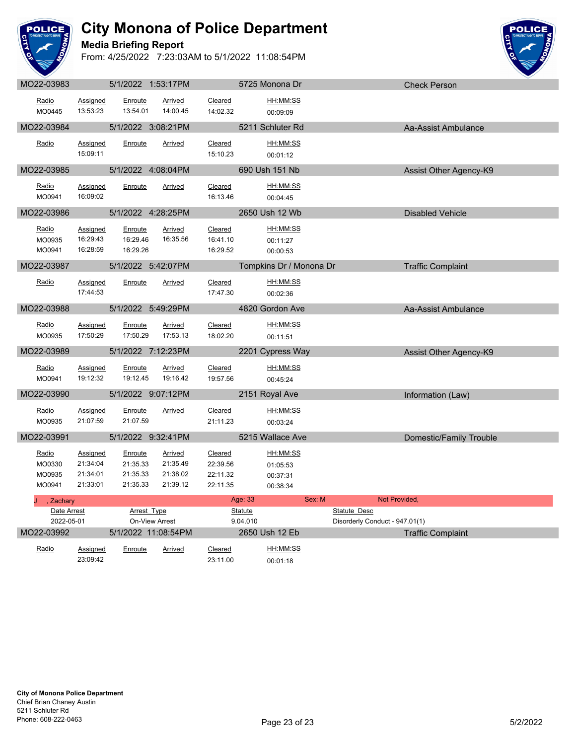# City Monona of Police Department

**Media Briefing Report**

From: 4/25/2022 7:23:03AM to 5/1/2022 11:08:54PM

| MO22-03983 | 5/1/2022 1:53:17PM | 5725 Monona Dr | Check Person |
|---|---|---|---|

| Radio | Assigned | Enroute | Arrived | Cleared | HH:MM:SS |
|---|---|---|---|---|---|
| MO0445 | 13:53:23 | 13:54.01 | 14:00.45 | 14:02.32 | 00:09:09 |

| MO22-03984 | 5/1/2022 3:08:21PM | 5211 Schluter Rd | Aa-Assist Ambulance |
|---|---|---|---|

| Radio | Assigned | Enroute | Arrived | Cleared | HH:MM:SS |
|---|---|---|---|---|---|
| | 15:09:11 | | | 15:10.23 | 00:01:12 |

| MO22-03985 | 5/1/2022 4:08:04PM | 690 Ush 151 Nb | Assist Other Agency-K9 |
|---|---|---|---|

| Radio | Assigned | Enroute | Arrived | Cleared | HH:MM:SS |
|---|---|---|---|---|---|
| MO0941 | 16:09:02 | | | 16:13.46 | 00:04:45 |

| MO22-03986 | 5/1/2022 4:28:25PM | 2650 Ush 12 Wb | Disabled Vehicle |
|---|---|---|---|

| Radio | Assigned | Enroute | Arrived | Cleared | HH:MM:SS |
|---|---|---|---|---|---|
| MO0935 | 16:29:43 | 16:29.46 | 16:35.56 | 16:41.10 | 00:11:27 |
| MO0941 | 16:28:59 | 16:29.26 | | 16:29.52 | 00:00:53 |

| MO22-03987 | 5/1/2022 5:42:07PM | Tompkins Dr / Monona Dr | Traffic Complaint |
|---|---|---|---|

| Radio | Assigned | Enroute | Arrived | Cleared | HH:MM:SS |
|---|---|---|---|---|---|
| | 17:44:53 | | | 17:47.30 | 00:02:36 |

| MO22-03988 | 5/1/2022 5:49:29PM | 4820 Gordon Ave | Aa-Assist Ambulance |
|---|---|---|---|

| Radio | Assigned | Enroute | Arrived | Cleared | HH:MM:SS |
|---|---|---|---|---|---|
| MO0935 | 17:50:29 | 17:50.29 | 17:53.13 | 18:02.20 | 00:11:51 |

| MO22-03989 | 5/1/2022 7:12:23PM | 2201 Cypress Way | Assist Other Agency-K9 |
|---|---|---|---|

| Radio | Assigned | Enroute | Arrived | Cleared | HH:MM:SS |
|---|---|---|---|---|---|
| MO0941 | 19:12:32 | 19:12.45 | 19:16.42 | 19:57.56 | 00:45:24 |

| MO22-03990 | 5/1/2022 9:07:12PM | 2151 Royal Ave | Information (Law) |
|---|---|---|---|

| Radio | Assigned | Enroute | Arrived | Cleared | HH:MM:SS |
|---|---|---|---|---|---|
| MO0935 | 21:07:59 | 21:07.59 | | 21:11.23 | 00:03:24 |

| MO22-03991 | 5/1/2022 9:32:41PM | 5215 Wallace Ave | Domestic/Family Trouble |
|---|---|---|---|

| Radio | Assigned | Enroute | Arrived | Cleared | HH:MM:SS |
|---|---|---|---|---|---|
| MO0330 | 21:34:04 | 21:35.33 | 21:35.49 | 22:39.56 | 01:05:53 |
| MO0935 | 21:34:01 | 21:35.33 | 21:38.02 | 22:11.32 | 00:37:31 |
| MO0941 | 21:33:01 | 21:35.33 | 21:39.12 | 22:11.35 | 00:38:34 |

| J , Zachary | | Age: 33 | Sex: M | Not Provided, |
|---|---|---|---|---|
| Date Arrest | Arrest Type | Statute | Statute Desc | |
| 2022-05-01 | On-View Arrest | 9.04.010 | Disorderly Conduct - 947.01(1) | |

| MO22-03992 | 5/1/2022 11:08:54PM | 2650 Ush 12 Eb | Traffic Complaint |
|---|---|---|---|

| Radio | Assigned | Enroute | Arrived | Cleared | HH:MM:SS |
|---|---|---|---|---|---|
| | 23:09:42 | | | 23:11.00 | 00:01:18 |

**City of Monona Police Department**
Chief Brian Chaney Austin
5211 Schluter Rd
Phone: 608-222-0463

5/2/2022